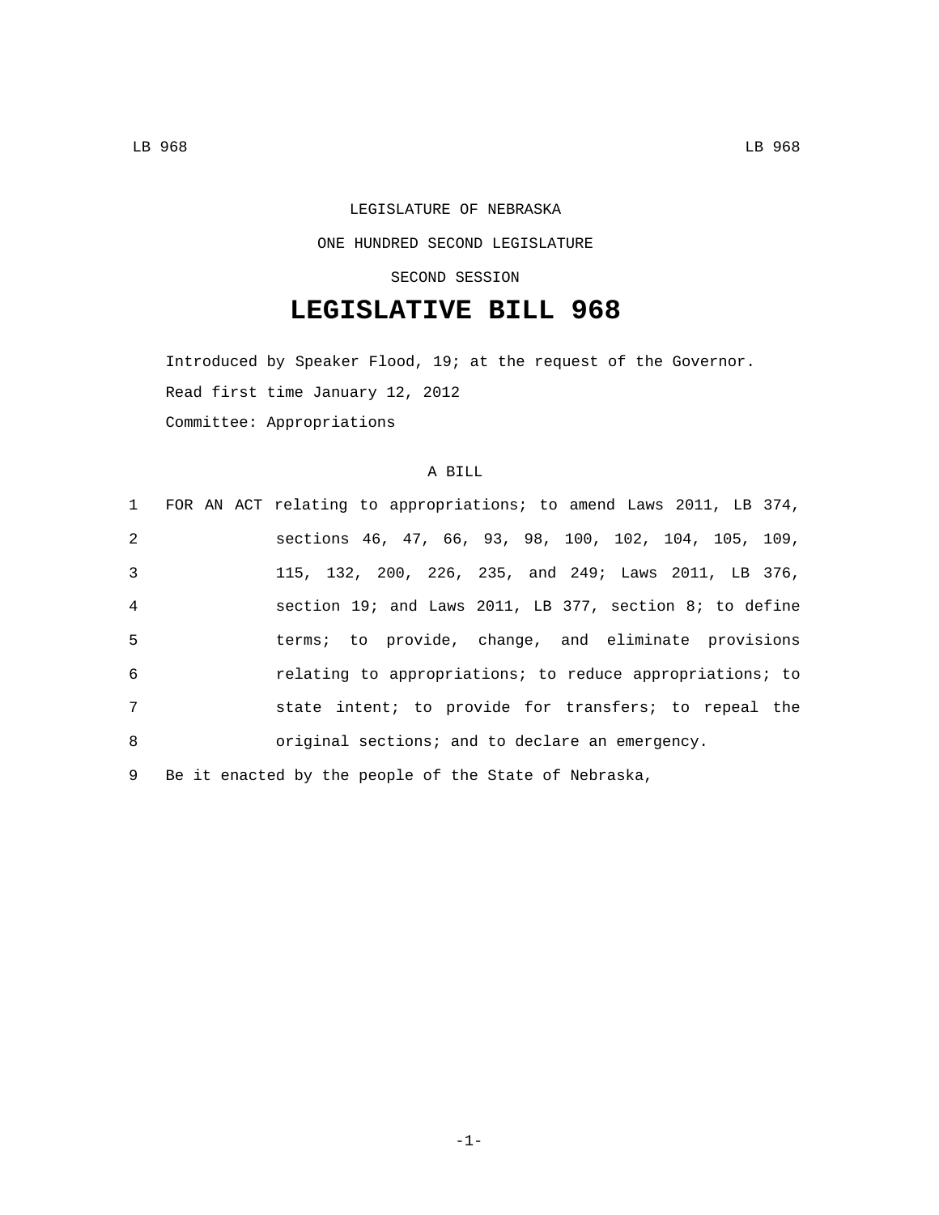LEGISLATURE OF NEBRASKA

ONE HUNDRED SECOND LEGISLATURE

SECOND SESSION

# LEGISLATIVE BILL 968

Introduced by Speaker Flood, 19; at the request of the Governor.

Read first time January 12, 2012

Committee: Appropriations

A BILL

1 FOR AN ACT relating to appropriations; to amend Laws 2011, LB 374,
2 sections 46, 47, 66, 93, 98, 100, 102, 104, 105, 109,
3 115, 132, 200, 226, 235, and 249; Laws 2011, LB 376,
4 section 19; and Laws 2011, LB 377, section 8; to define
5 terms; to provide, change, and eliminate provisions
6 relating to appropriations; to reduce appropriations; to
7 state intent; to provide for transfers; to repeal the
8 original sections; and to declare an emergency.

9 Be it enacted by the people of the State of Nebraska,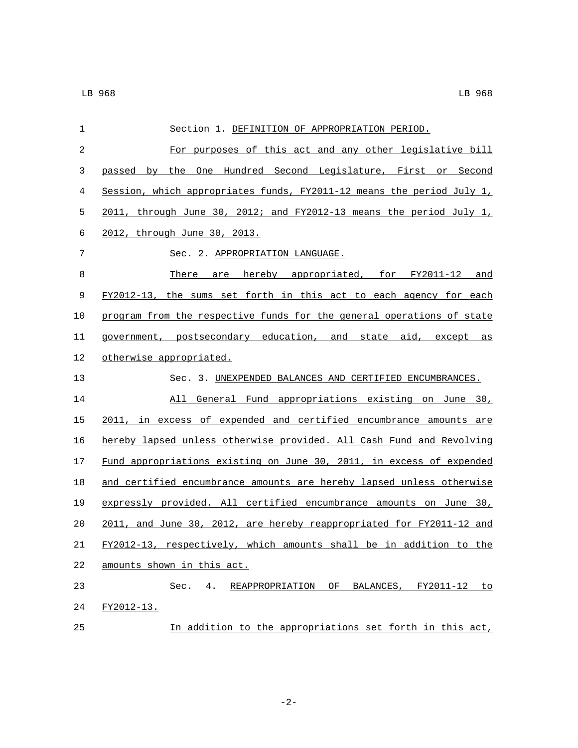Section 1. DEFINITION OF APPROPRIATION PERIOD.

For purposes of this act and any other legislative bill passed by the One Hundred Second Legislature, First or Second Session, which appropriates funds, FY2011-12 means the period July 1, 2011, through June 30, 2012; and FY2012-13 means the period July 1, 2012, through June 30, 2013.

Sec. 2. APPROPRIATION LANGUAGE.

There are hereby appropriated, for FY2011-12 and FY2012-13, the sums set forth in this act to each agency for each program from the respective funds for the general operations of state government, postsecondary education, and state aid, except as otherwise appropriated.

Sec. 3. UNEXPENDED BALANCES AND CERTIFIED ENCUMBRANCES.

All General Fund appropriations existing on June 30, 2011, in excess of expended and certified encumbrance amounts are hereby lapsed unless otherwise provided. All Cash Fund and Revolving Fund appropriations existing on June 30, 2011, in excess of expended and certified encumbrance amounts are hereby lapsed unless otherwise expressly provided. All certified encumbrance amounts on June 30, 2011, and June 30, 2012, are hereby reappropriated for FY2011-12 and FY2012-13, respectively, which amounts shall be in addition to the amounts shown in this act.

Sec. 4. REAPPROPRIATION OF BALANCES, FY2011-12 to FY2012-13.

In addition to the appropriations set forth in this act,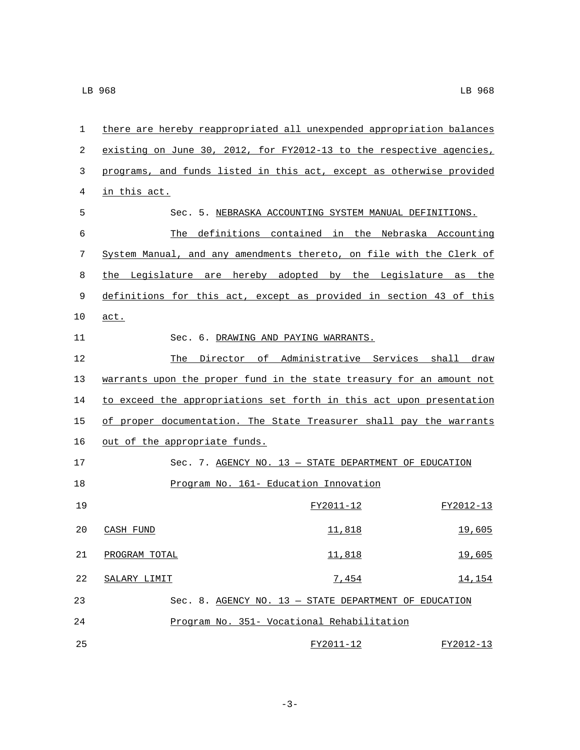there are hereby reappropriated all unexpended appropriation balances existing on June 30, 2012, for FY2012-13 to the respective agencies, programs, and funds listed in this act, except as otherwise provided in this act.

Sec. 5. NEBRASKA ACCOUNTING SYSTEM MANUAL DEFINITIONS.

The definitions contained in the Nebraska Accounting System Manual, and any amendments thereto, on file with the Clerk of the Legislature are hereby adopted by the Legislature as the definitions for this act, except as provided in section 43 of this act.

Sec. 6. DRAWING AND PAYING WARRANTS.

The Director of Administrative Services shall draw warrants upon the proper fund in the state treasury for an amount not to exceed the appropriations set forth in this act upon presentation of proper documentation. The State Treasurer shall pay the warrants out of the appropriate funds.

Sec. 7. AGENCY NO. 13 — STATE DEPARTMENT OF EDUCATION

Program No. 161- Education Innovation

| | FY2011-12 | FY2012-13 |
|---|---|---|
| CASH FUND | 11,818 | 19,605 |
| PROGRAM TOTAL | 11,818 | 19,605 |
| SALARY LIMIT | 7,454 | 14,154 |

Sec. 8. AGENCY NO. 13 — STATE DEPARTMENT OF EDUCATION

Program No. 351- Vocational Rehabilitation

| | FY2011-12 | FY2012-13 |
|---|---|---|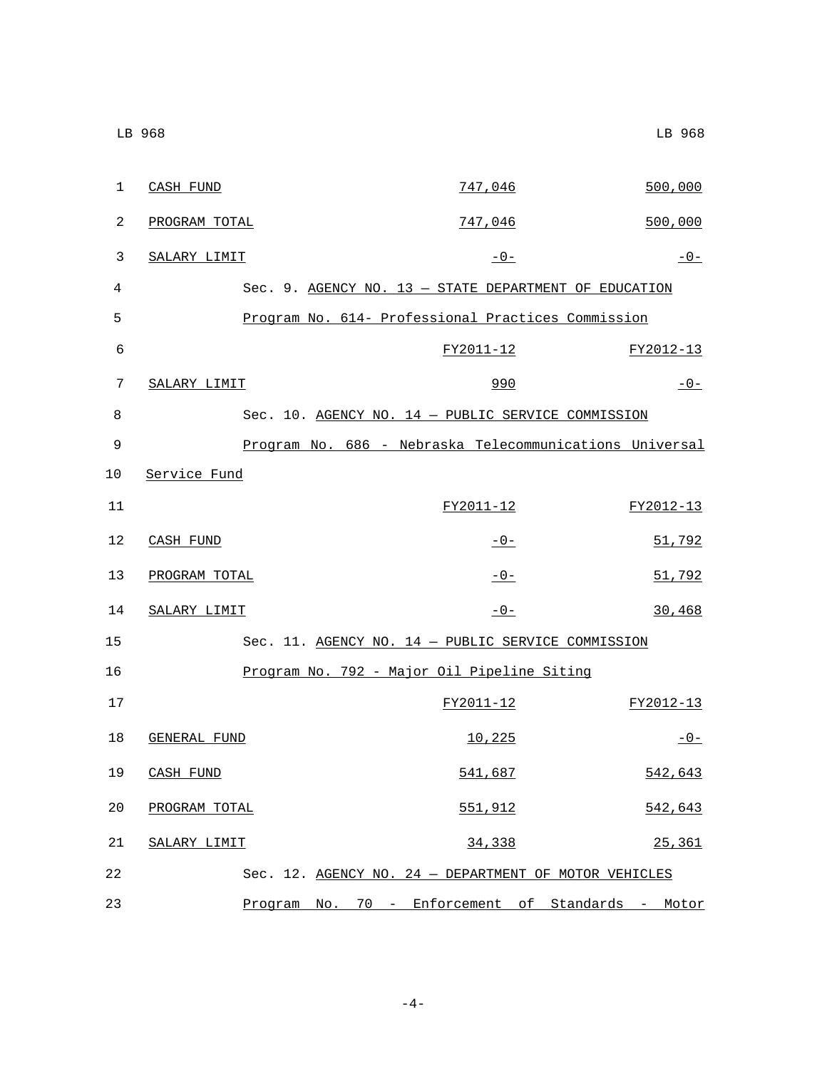| | | |
|---|---|---|
| CASH FUND | 747,046 | 500,000 |
| PROGRAM TOTAL | 747,046 | 500,000 |
| SALARY LIMIT | -0- | -0- |

Sec. 9. AGENCY NO. 13 — STATE DEPARTMENT OF EDUCATION

Program No. 614- Professional Practices Commission

| | FY2011-12 | FY2012-13 |
|---|---|---|
| SALARY LIMIT | 990 | -0- |

Sec. 10. AGENCY NO. 14 — PUBLIC SERVICE COMMISSION

Program No. 686 - Nebraska Telecommunications Universal Service Fund

| | FY2011-12 | FY2012-13 |
|---|---|---|
| CASH FUND | -0- | 51,792 |
| PROGRAM TOTAL | -0- | 51,792 |
| SALARY LIMIT | -0- | 30,468 |

Sec. 11. AGENCY NO. 14 — PUBLIC SERVICE COMMISSION

Program No. 792 - Major Oil Pipeline Siting

| | FY2011-12 | FY2012-13 |
|---|---|---|
| GENERAL FUND | 10,225 | -0- |
| CASH FUND | 541,687 | 542,643 |
| PROGRAM TOTAL | 551,912 | 542,643 |
| SALARY LIMIT | 34,338 | 25,361 |

Sec. 12. AGENCY NO. 24 — DEPARTMENT OF MOTOR VEHICLES

Program No. 70 - Enforcement of Standards - Motor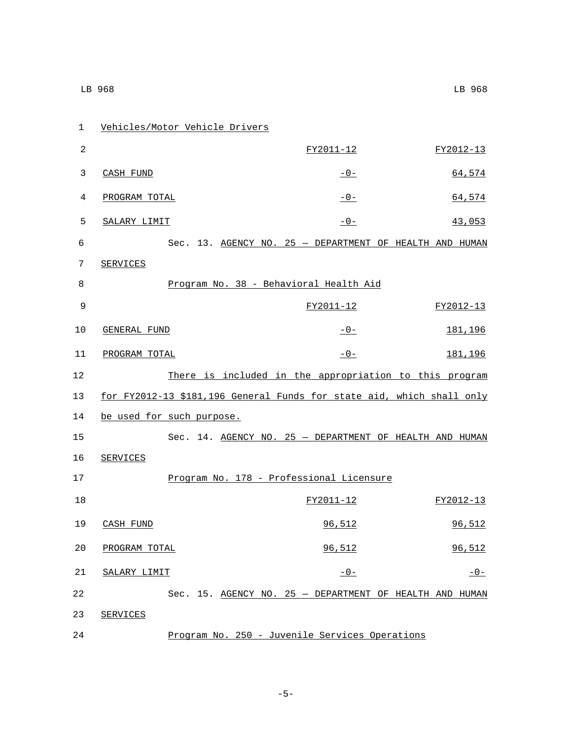Vehicles/Motor Vehicle Drivers

| | FY2011-12 | FY2012-13 |
|---|---|---|
| CASH FUND | -0- | 64,574 |
| PROGRAM TOTAL | -0- | 64,574 |
| SALARY LIMIT | -0- | 43,053 |

Sec. 13. AGENCY NO. 25 — DEPARTMENT OF HEALTH AND HUMAN SERVICES

Program No. 38 - Behavioral Health Aid

| | FY2011-12 | FY2012-13 |
|---|---|---|
| GENERAL FUND | -0- | 181,196 |
| PROGRAM TOTAL | -0- | 181,196 |

There is included in the appropriation to this program for FY2012-13 $181,196 General Funds for state aid, which shall only be used for such purpose.

Sec. 14. AGENCY NO. 25 — DEPARTMENT OF HEALTH AND HUMAN SERVICES

Program No. 178 - Professional Licensure

| | FY2011-12 | FY2012-13 |
|---|---|---|
| CASH FUND | 96,512 | 96,512 |
| PROGRAM TOTAL | 96,512 | 96,512 |
| SALARY LIMIT | -0- | -0- |

Sec. 15. AGENCY NO. 25 — DEPARTMENT OF HEALTH AND HUMAN SERVICES

Program No. 250 - Juvenile Services Operations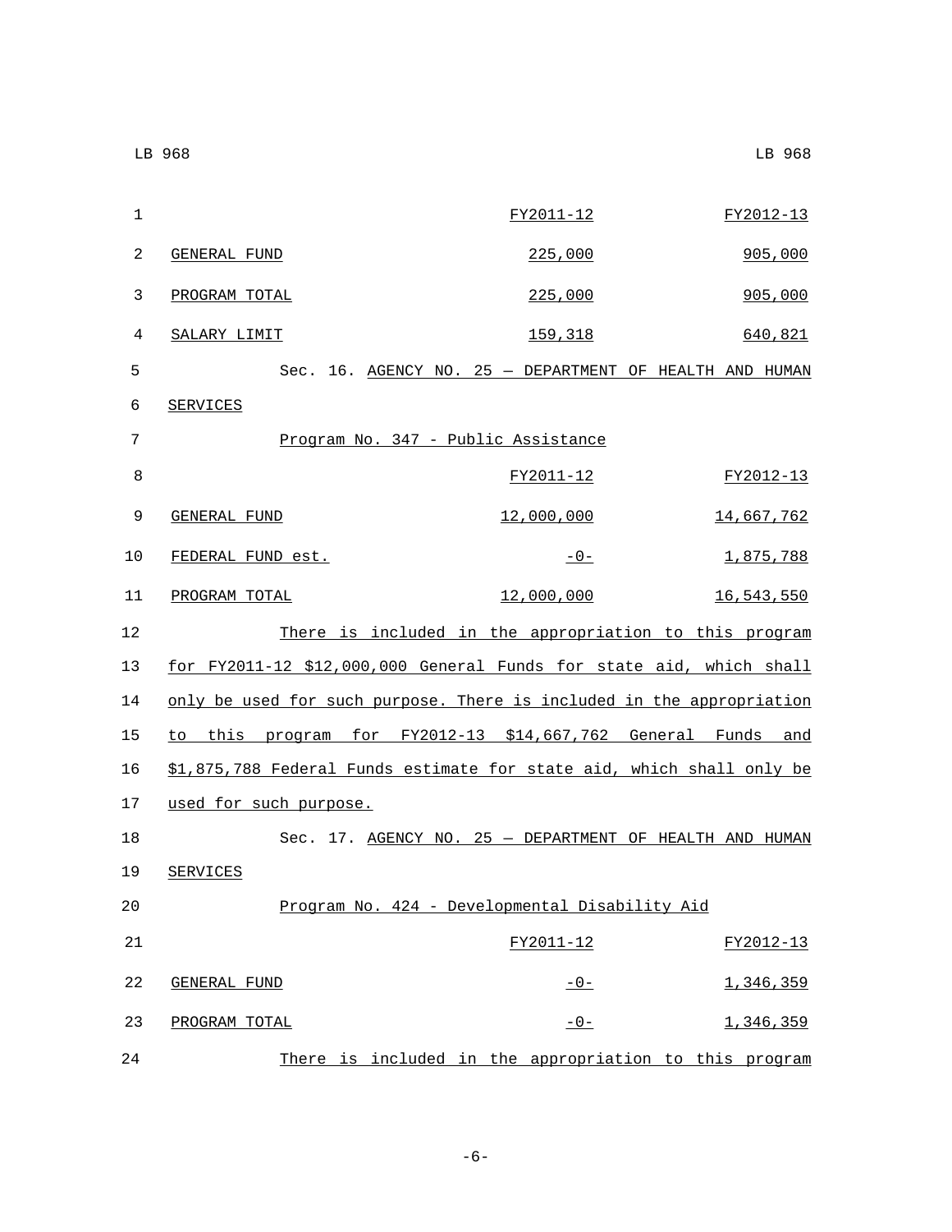| | FY2011-12 | FY2012-13 |
|---|---|---|
| GENERAL FUND | 225,000 | 905,000 |
| PROGRAM TOTAL | 225,000 | 905,000 |
| SALARY LIMIT | 159,318 | 640,821 |

Sec. 16. AGENCY NO. 25 — DEPARTMENT OF HEALTH AND HUMAN SERVICES

Program No. 347 - Public Assistance

| | FY2011-12 | FY2012-13 |
|---|---|---|
| GENERAL FUND | 12,000,000 | 14,667,762 |
| FEDERAL FUND est. | -0- | 1,875,788 |
| PROGRAM TOTAL | 12,000,000 | 16,543,550 |

There is included in the appropriation to this program for FY2011-12 $12,000,000 General Funds for state aid, which shall only be used for such purpose. There is included in the appropriation to this program for FY2012-13 $14,667,762 General Funds and $1,875,788 Federal Funds estimate for state aid, which shall only be used for such purpose.

Sec. 17. AGENCY NO. 25 — DEPARTMENT OF HEALTH AND HUMAN SERVICES

Program No. 424 - Developmental Disability Aid

| | FY2011-12 | FY2012-13 |
|---|---|---|
| GENERAL FUND | -0- | 1,346,359 |
| PROGRAM TOTAL | -0- | 1,346,359 |

There is included in the appropriation to this program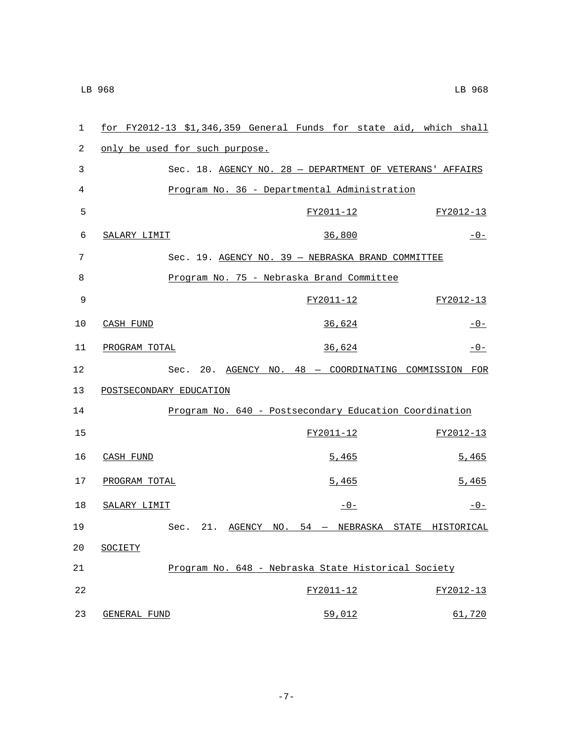for FY2012-13 $1,346,359 General Funds for state aid, which shall only be used for such purpose.

Sec. 18. AGENCY NO. 28 — DEPARTMENT OF VETERANS' AFFAIRS

Program No. 36 - Departmental Administration

| | FY2011-12 | FY2012-13 |
|---|---|---|
| SALARY LIMIT | 36,800 | -0- |

Sec. 19. AGENCY NO. 39 — NEBRASKA BRAND COMMITTEE

Program No. 75 - Nebraska Brand Committee

| | FY2011-12 | FY2012-13 |
|---|---|---|
| CASH FUND | 36,624 | -0- |
| PROGRAM TOTAL | 36,624 | -0- |

Sec. 20. AGENCY NO. 48 — COORDINATING COMMISSION FOR POSTSECONDARY EDUCATION

Program No. 640 - Postsecondary Education Coordination

| | FY2011-12 | FY2012-13 |
|---|---|---|
| CASH FUND | 5,465 | 5,465 |
| PROGRAM TOTAL | 5,465 | 5,465 |
| SALARY LIMIT | -0- | -0- |

Sec. 21. AGENCY NO. 54 — NEBRASKA STATE HISTORICAL SOCIETY

Program No. 648 - Nebraska State Historical Society

| | FY2011-12 | FY2012-13 |
|---|---|---|
| GENERAL FUND | 59,012 | 61,720 |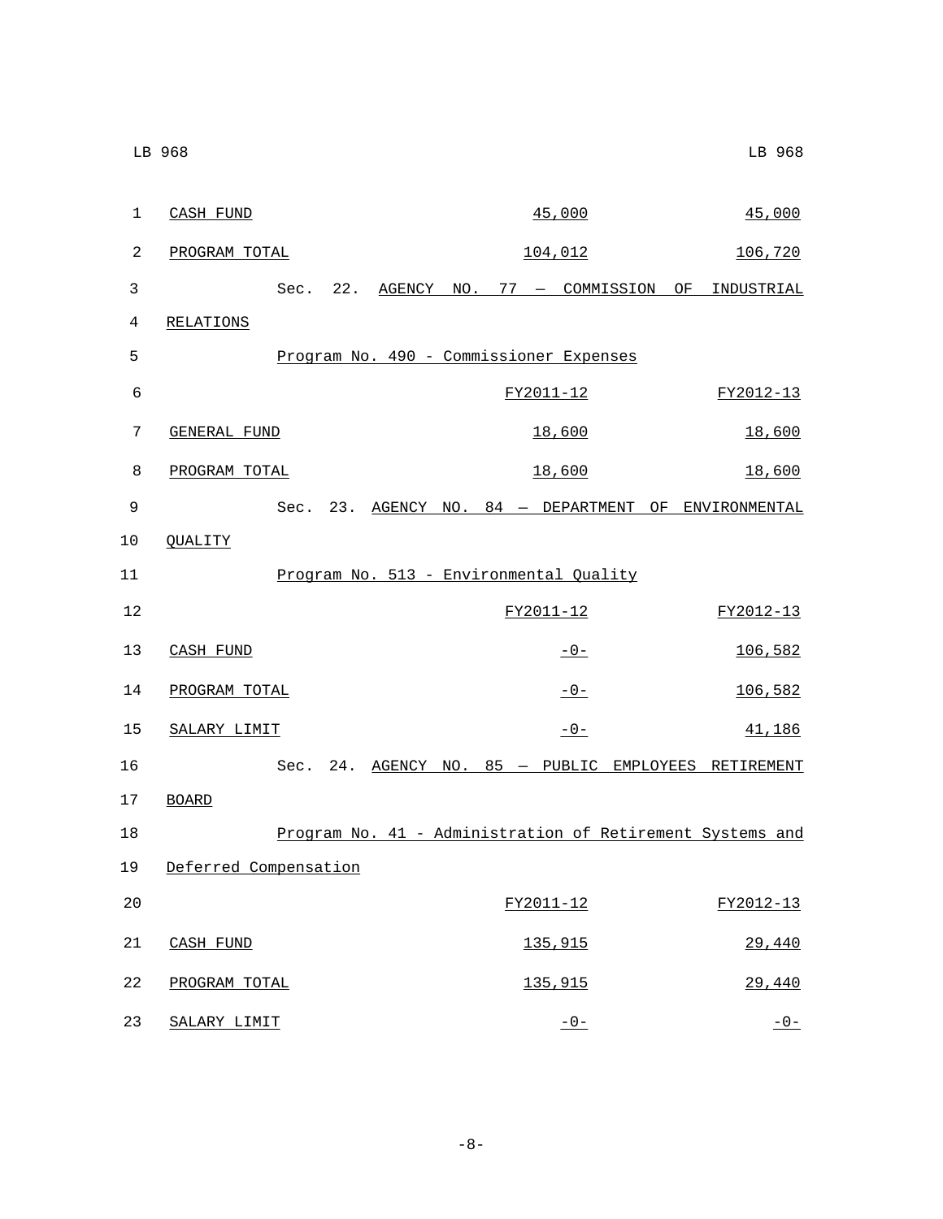| | | |
|---|---|---|
| CASH FUND | 45,000 | 45,000 |
| PROGRAM TOTAL | 104,012 | 106,720 |

Sec. 22. AGENCY NO. 77 — COMMISSION OF INDUSTRIAL RELATIONS

Program No. 490 - Commissioner Expenses

| | FY2011-12 | FY2012-13 |
|---|---|---|
| GENERAL FUND | 18,600 | 18,600 |
| PROGRAM TOTAL | 18,600 | 18,600 |

Sec. 23. AGENCY NO. 84 — DEPARTMENT OF ENVIRONMENTAL QUALITY

Program No. 513 - Environmental Quality

| | FY2011-12 | FY2012-13 |
|---|---|---|
| CASH FUND | -0- | 106,582 |
| PROGRAM TOTAL | -0- | 106,582 |
| SALARY LIMIT | -0- | 41,186 |

Sec. 24. AGENCY NO. 85 — PUBLIC EMPLOYEES RETIREMENT BOARD

Program No. 41 - Administration of Retirement Systems and Deferred Compensation

| | FY2011-12 | FY2012-13 |
|---|---|---|
| CASH FUND | 135,915 | 29,440 |
| PROGRAM TOTAL | 135,915 | 29,440 |
| SALARY LIMIT | -0- | -0- |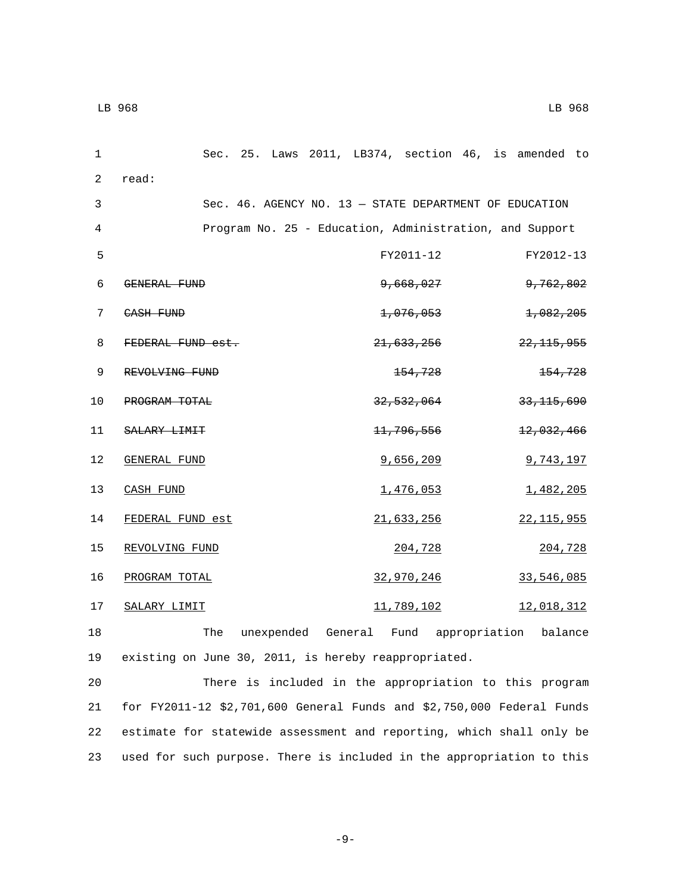Sec. 25. Laws 2011, LB374, section 46, is amended to read:

Sec. 46. AGENCY NO. 13 — STATE DEPARTMENT OF EDUCATION

Program No. 25 - Education, Administration, and Support

| | FY2011-12 | FY2012-13 |
|---|---|---|
| ~~GENERAL FUND~~ | ~~9,668,027~~ | ~~9,762,802~~ |
| ~~CASH FUND~~ | ~~1,076,053~~ | ~~1,082,205~~ |
| ~~FEDERAL FUND est.~~ | ~~21,633,256~~ | ~~22,115,955~~ |
| ~~REVOLVING FUND~~ | ~~154,728~~ | ~~154,728~~ |
| ~~PROGRAM TOTAL~~ | ~~32,532,064~~ | ~~33,115,690~~ |
| ~~SALARY LIMIT~~ | ~~11,796,556~~ | ~~12,032,466~~ |
| GENERAL FUND | 9,656,209 | 9,743,197 |
| CASH FUND | 1,476,053 | 1,482,205 |
| FEDERAL FUND est | 21,633,256 | 22,115,955 |
| REVOLVING FUND | 204,728 | 204,728 |
| PROGRAM TOTAL | 32,970,246 | 33,546,085 |
| SALARY LIMIT | 11,789,102 | 12,018,312 |

The unexpended General Fund appropriation balance existing on June 30, 2011, is hereby reappropriated.

There is included in the appropriation to this program for FY2011-12 $2,701,600 General Funds and $2,750,000 Federal Funds estimate for statewide assessment and reporting, which shall only be used for such purpose. There is included in the appropriation to this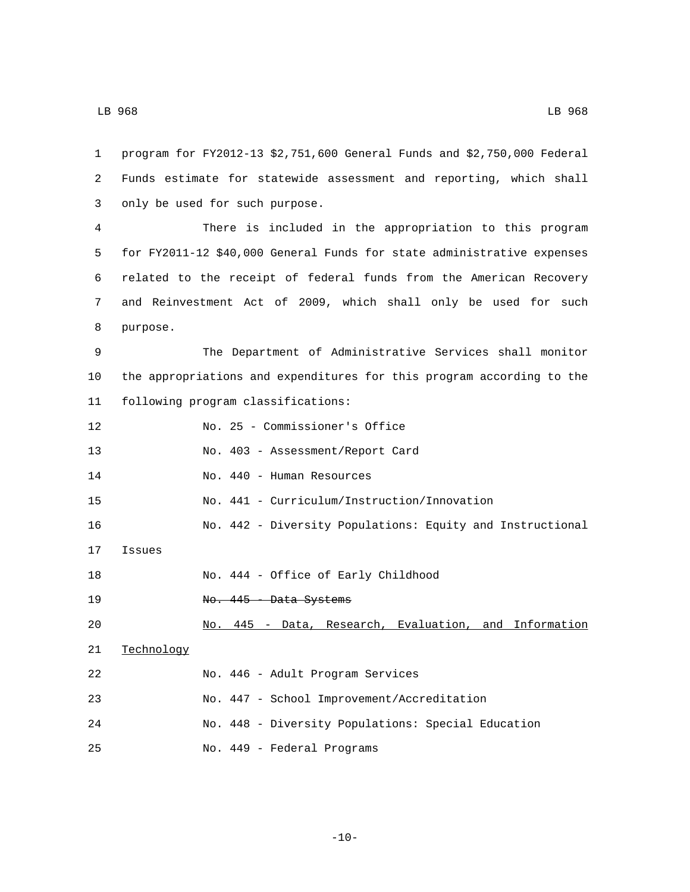program for FY2012-13 $2,751,600 General Funds and $2,750,000 Federal Funds estimate for statewide assessment and reporting, which shall only be used for such purpose.

There is included in the appropriation to this program for FY2011-12 $40,000 General Funds for state administrative expenses related to the receipt of federal funds from the American Recovery and Reinvestment Act of 2009, which shall only be used for such purpose.

The Department of Administrative Services shall monitor the appropriations and expenditures for this program according to the following program classifications:

No. 25 - Commissioner's Office

No. 403 - Assessment/Report Card

No. 440 - Human Resources

No. 441 - Curriculum/Instruction/Innovation

No. 442 - Diversity Populations: Equity and Instructional Issues

No. 444 - Office of Early Childhood

~~No. 445 - Data Systems~~

<u>No. 445 - Data, Research, Evaluation, and Information Technology</u>

No. 446 - Adult Program Services

No. 447 - School Improvement/Accreditation

No. 448 - Diversity Populations: Special Education

No. 449 - Federal Programs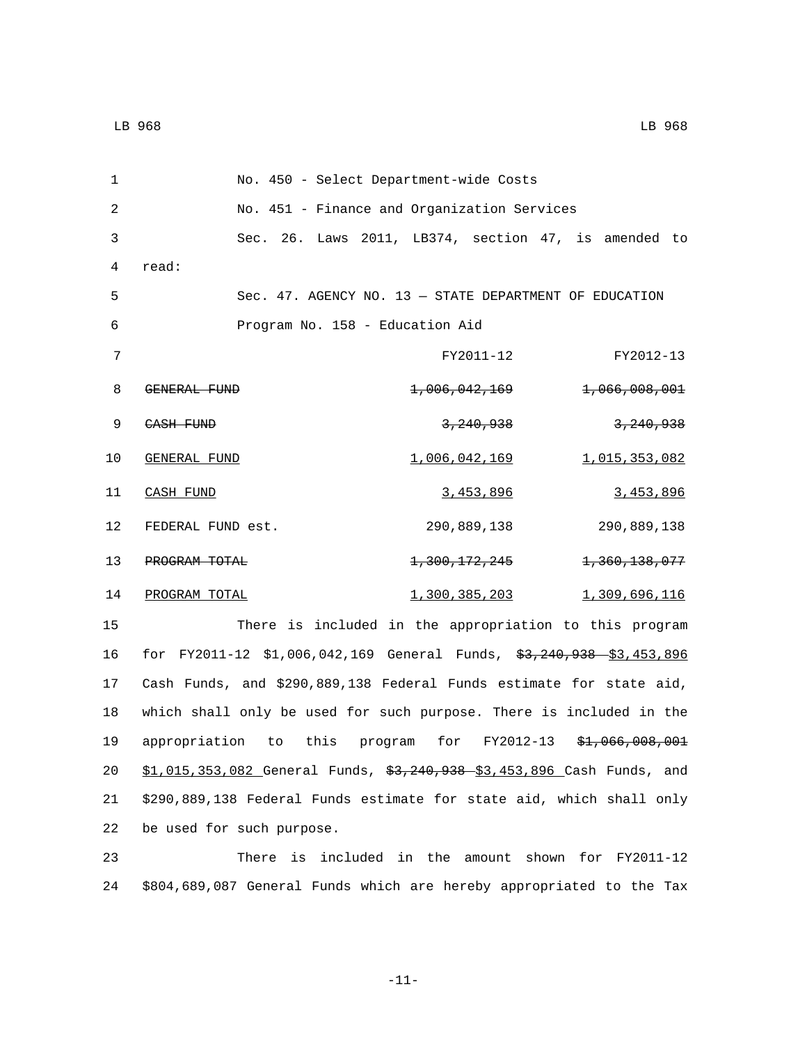No. 450 - Select Department-wide Costs

No. 451 - Finance and Organization Services

Sec. 26. Laws 2011, LB374, section 47, is amended to read:

Sec. 47. AGENCY NO. 13 — STATE DEPARTMENT OF EDUCATION

Program No. 158 - Education Aid

| | FY2011-12 | FY2012-13 |
|---|---|---|
| ~~GENERAL FUND~~ | ~~1,006,042,169~~ | ~~1,066,008,001~~ |
| ~~CASH FUND~~ | ~~3,240,938~~ | ~~3,240,938~~ |
| GENERAL FUND | 1,006,042,169 | 1,015,353,082 |
| CASH FUND | 3,453,896 | 3,453,896 |
| FEDERAL FUND est. | 290,889,138 | 290,889,138 |
| ~~PROGRAM TOTAL~~ | ~~1,300,172,245~~ | ~~1,360,138,077~~ |
| PROGRAM TOTAL | 1,300,385,203 | 1,309,696,116 |

There is included in the appropriation to this program for FY2011-12 $1,006,042,169 General Funds, ~~$3,240,938~~ $3,453,896 Cash Funds, and $290,889,138 Federal Funds estimate for state aid, which shall only be used for such purpose. There is included in the appropriation to this program for FY2012-13 ~~$1,066,008,001~~ $1,015,353,082 General Funds, ~~$3,240,938~~ $3,453,896 Cash Funds, and $290,889,138 Federal Funds estimate for state aid, which shall only be used for such purpose.

There is included in the amount shown for FY2011-12 $804,689,087 General Funds which are hereby appropriated to the Tax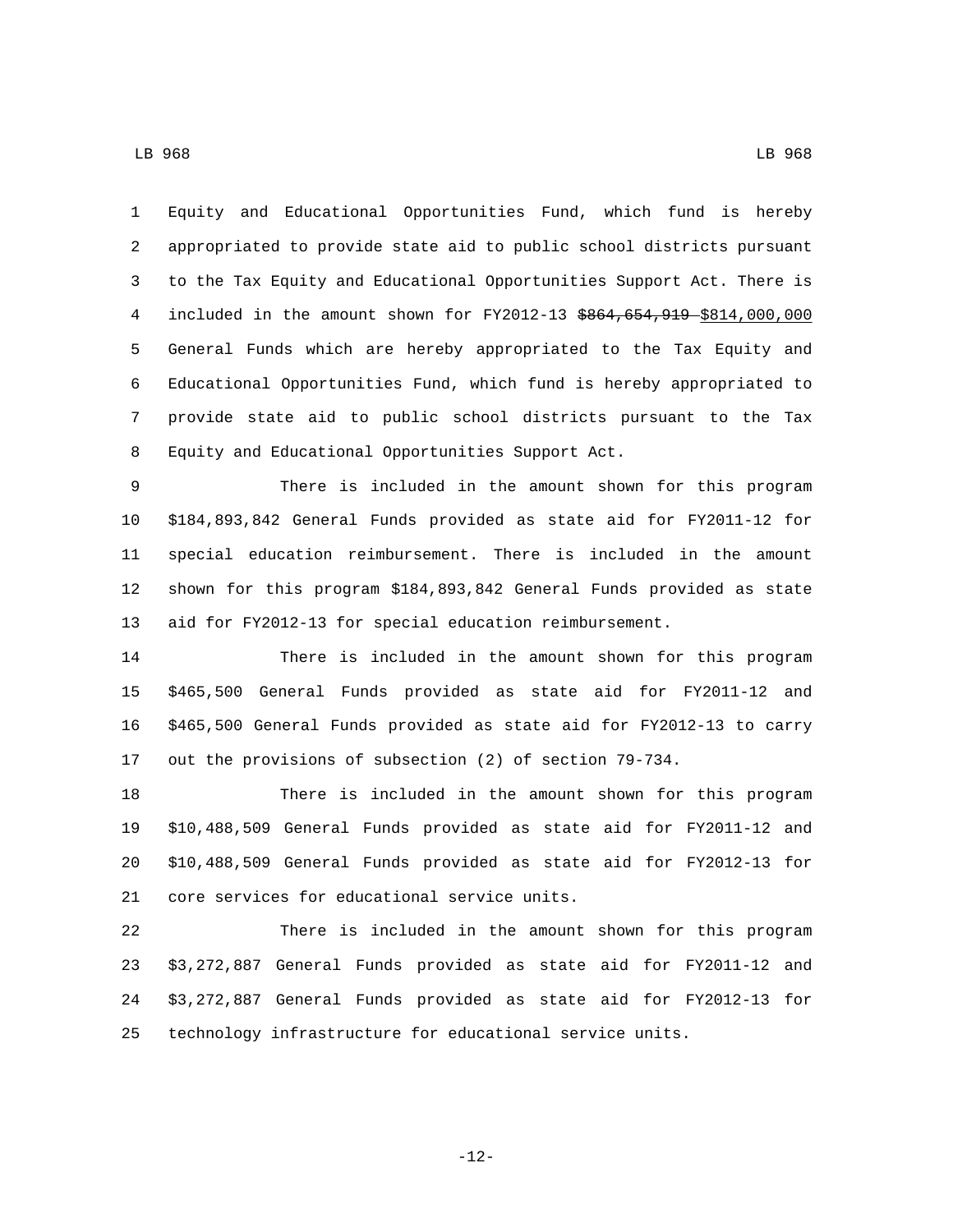Equity and Educational Opportunities Fund, which fund is hereby appropriated to provide state aid to public school districts pursuant to the Tax Equity and Educational Opportunities Support Act. There is included in the amount shown for FY2012-13 ~~$864,654,919~~ $814,000,000 General Funds which are hereby appropriated to the Tax Equity and Educational Opportunities Fund, which fund is hereby appropriated to provide state aid to public school districts pursuant to the Tax Equity and Educational Opportunities Support Act.

There is included in the amount shown for this program $184,893,842 General Funds provided as state aid for FY2011-12 for special education reimbursement. There is included in the amount shown for this program $184,893,842 General Funds provided as state aid for FY2012-13 for special education reimbursement.

There is included in the amount shown for this program $465,500 General Funds provided as state aid for FY2011-12 and $465,500 General Funds provided as state aid for FY2012-13 to carry out the provisions of subsection (2) of section 79-734.

There is included in the amount shown for this program $10,488,509 General Funds provided as state aid for FY2011-12 and $10,488,509 General Funds provided as state aid for FY2012-13 for core services for educational service units.

There is included in the amount shown for this program $3,272,887 General Funds provided as state aid for FY2011-12 and $3,272,887 General Funds provided as state aid for FY2012-13 for technology infrastructure for educational service units.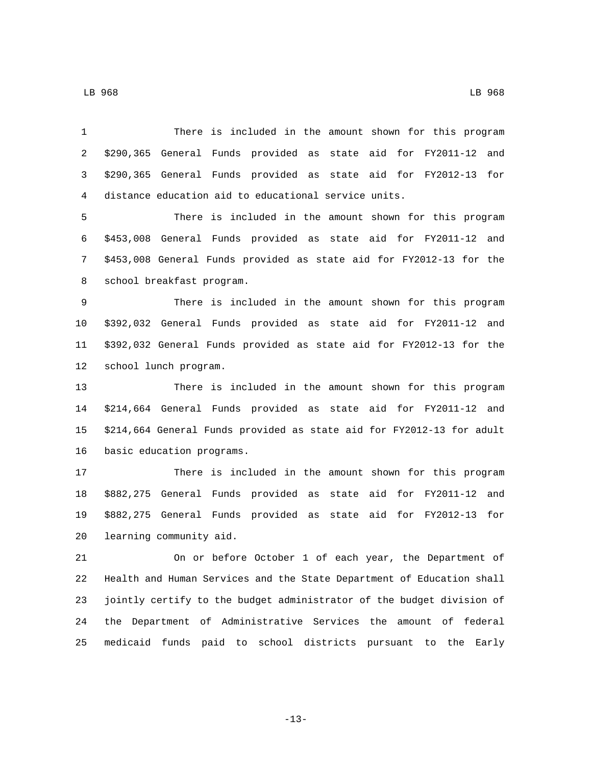There is included in the amount shown for this program $290,365 General Funds provided as state aid for FY2011-12 and $290,365 General Funds provided as state aid for FY2012-13 for distance education aid to educational service units.

There is included in the amount shown for this program $453,008 General Funds provided as state aid for FY2011-12 and $453,008 General Funds provided as state aid for FY2012-13 for the school breakfast program.

There is included in the amount shown for this program $392,032 General Funds provided as state aid for FY2011-12 and $392,032 General Funds provided as state aid for FY2012-13 for the school lunch program.

There is included in the amount shown for this program $214,664 General Funds provided as state aid for FY2011-12 and $214,664 General Funds provided as state aid for FY2012-13 for adult basic education programs.

There is included in the amount shown for this program $882,275 General Funds provided as state aid for FY2011-12 and $882,275 General Funds provided as state aid for FY2012-13 for learning community aid.

On or before October 1 of each year, the Department of Health and Human Services and the State Department of Education shall jointly certify to the budget administrator of the budget division of the Department of Administrative Services the amount of federal medicaid funds paid to school districts pursuant to the Early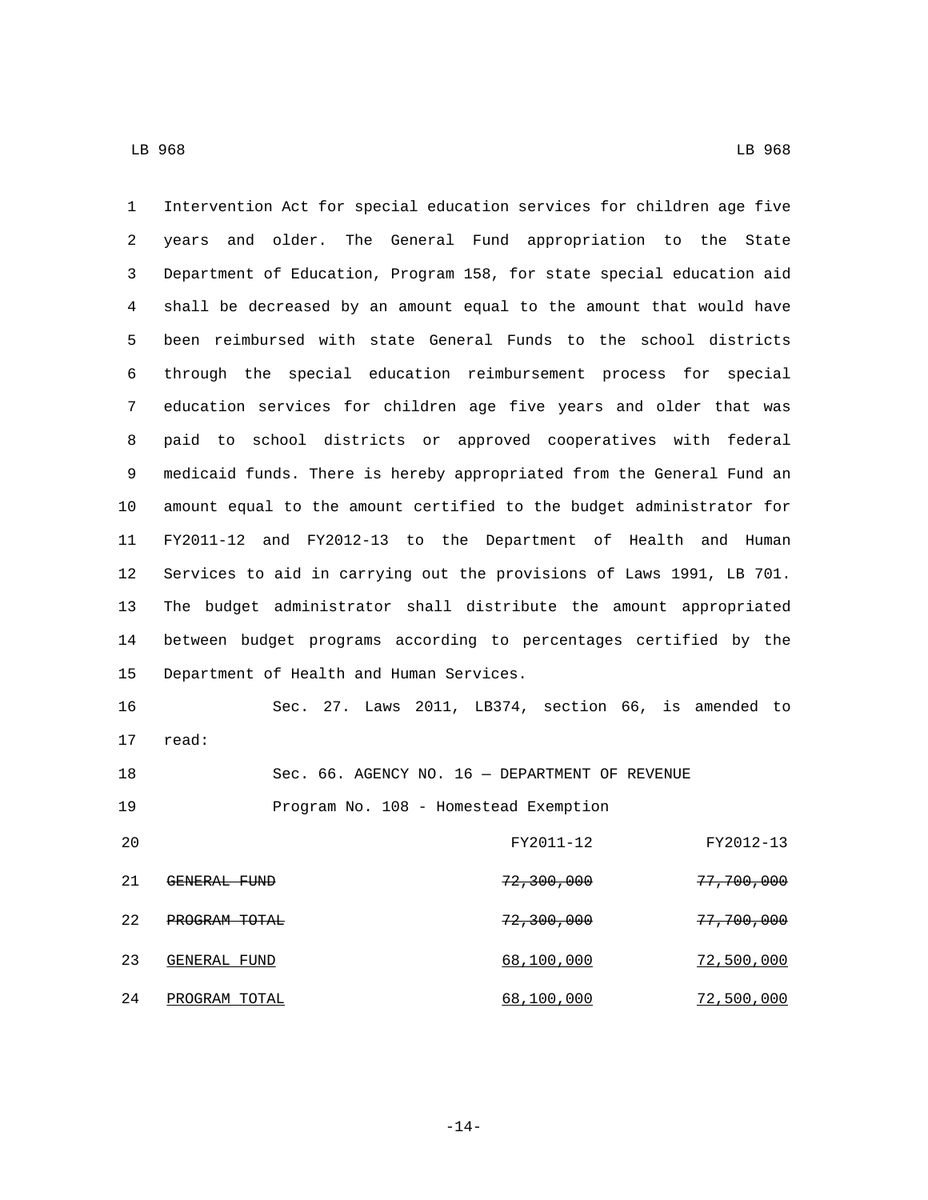Intervention Act for special education services for children age five years and older. The General Fund appropriation to the State Department of Education, Program 158, for state special education aid shall be decreased by an amount equal to the amount that would have been reimbursed with state General Funds to the school districts through the special education reimbursement process for special education services for children age five years and older that was paid to school districts or approved cooperatives with federal medicaid funds. There is hereby appropriated from the General Fund an amount equal to the amount certified to the budget administrator for FY2011-12 and FY2012-13 to the Department of Health and Human Services to aid in carrying out the provisions of Laws 1991, LB 701. The budget administrator shall distribute the amount appropriated between budget programs according to percentages certified by the Department of Health and Human Services.

Sec. 27. Laws 2011, LB374, section 66, is amended to read:

Sec. 66. AGENCY NO. 16 — DEPARTMENT OF REVENUE

Program No. 108 - Homestead Exemption

| | FY2011-12 | FY2012-13 |
|---|---|---|
| ~~GENERAL FUND~~ | ~~72,300,000~~ | ~~77,700,000~~ |
| ~~PROGRAM TOTAL~~ | ~~72,300,000~~ | ~~77,700,000~~ |
| GENERAL FUND | 68,100,000 | 72,500,000 |
| PROGRAM TOTAL | 68,100,000 | 72,500,000 |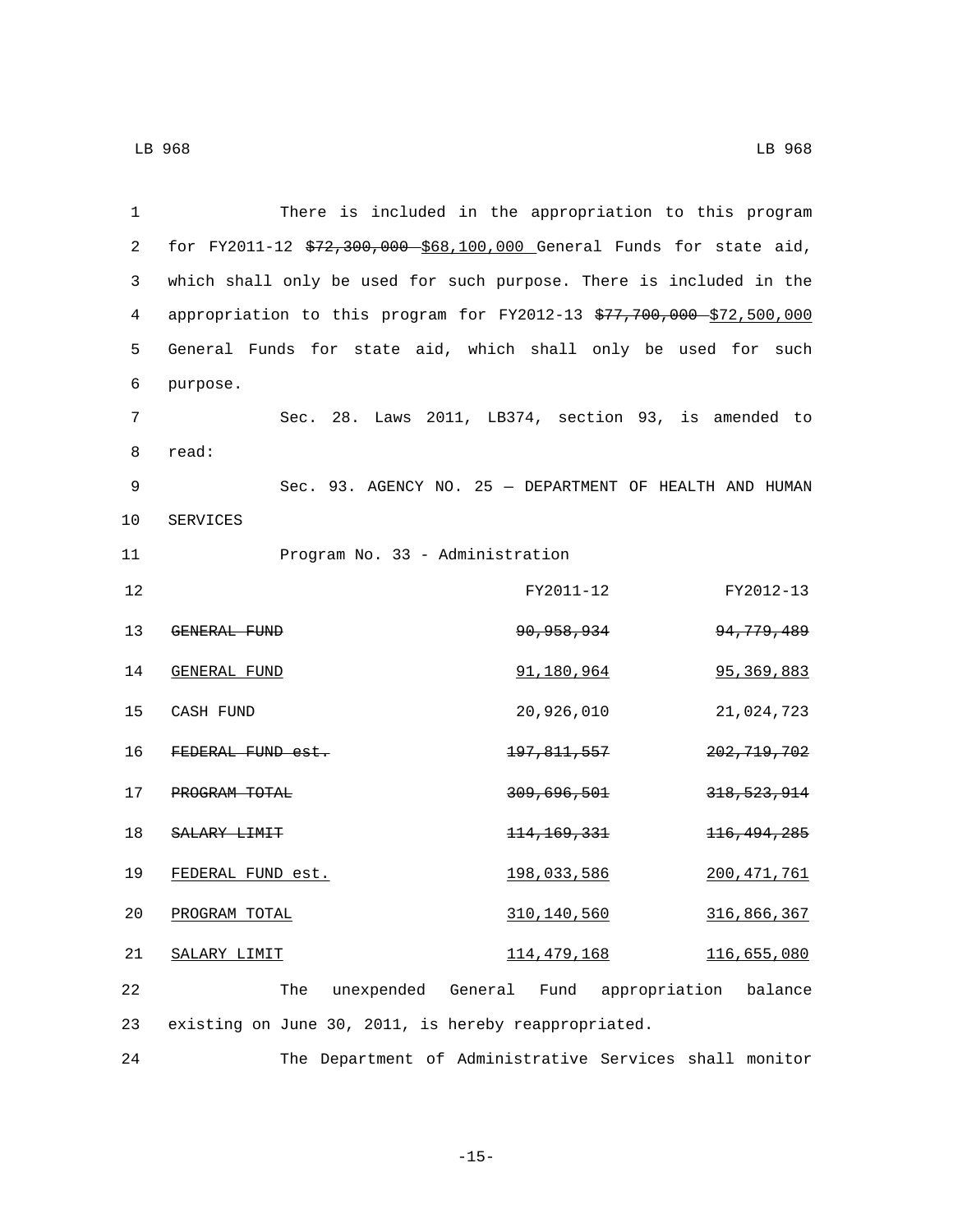There is included in the appropriation to this program for FY2011-12 ~~$72,300,000~~ <u>$68,100,000</u> General Funds for state aid, which shall only be used for such purpose. There is included in the appropriation to this program for FY2012-13 ~~$77,700,000~~ <u>$72,500,000</u> General Funds for state aid, which shall only be used for such purpose.

Sec. 28. Laws 2011, LB374, section 93, is amended to read:

Sec. 93. AGENCY NO. 25 — DEPARTMENT OF HEALTH AND HUMAN SERVICES

Program No. 33 - Administration

| | FY2011-12 | FY2012-13 |
|---|---|---|
| ~~GENERAL FUND~~ | ~~90,958,934~~ | ~~94,779,489~~ |
| <u>GENERAL FUND</u> | <u>91,180,964</u> | <u>95,369,883</u> |
| CASH FUND | 20,926,010 | 21,024,723 |
| ~~FEDERAL FUND est.~~ | ~~197,811,557~~ | ~~202,719,702~~ |
| ~~PROGRAM TOTAL~~ | ~~309,696,501~~ | ~~318,523,914~~ |
| ~~SALARY LIMIT~~ | ~~114,169,331~~ | ~~116,494,285~~ |
| <u>FEDERAL FUND est.</u> | <u>198,033,586</u> | <u>200,471,761</u> |
| <u>PROGRAM TOTAL</u> | <u>310,140,560</u> | <u>316,866,367</u> |
| <u>SALARY LIMIT</u> | <u>114,479,168</u> | <u>116,655,080</u> |

The unexpended General Fund appropriation balance existing on June 30, 2011, is hereby reappropriated.

The Department of Administrative Services shall monitor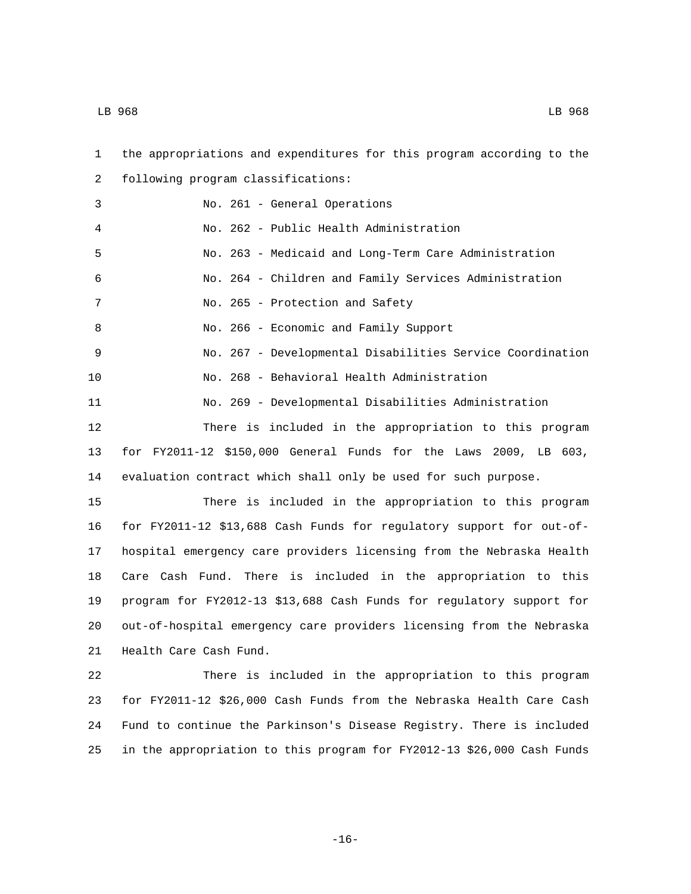the appropriations and expenditures for this program according to the following program classifications:

No. 261 - General Operations

No. 262 - Public Health Administration

No. 263 - Medicaid and Long-Term Care Administration

No. 264 - Children and Family Services Administration

No. 265 - Protection and Safety

No. 266 - Economic and Family Support

No. 267 - Developmental Disabilities Service Coordination

No. 268 - Behavioral Health Administration

No. 269 - Developmental Disabilities Administration

There is included in the appropriation to this program for FY2011-12 $150,000 General Funds for the Laws 2009, LB 603, evaluation contract which shall only be used for such purpose.

There is included in the appropriation to this program for FY2011-12 $13,688 Cash Funds for regulatory support for out-of-hospital emergency care providers licensing from the Nebraska Health Care Cash Fund. There is included in the appropriation to this program for FY2012-13 $13,688 Cash Funds for regulatory support for out-of-hospital emergency care providers licensing from the Nebraska Health Care Cash Fund.

There is included in the appropriation to this program for FY2011-12 $26,000 Cash Funds from the Nebraska Health Care Cash Fund to continue the Parkinson's Disease Registry. There is included in the appropriation to this program for FY2012-13 $26,000 Cash Funds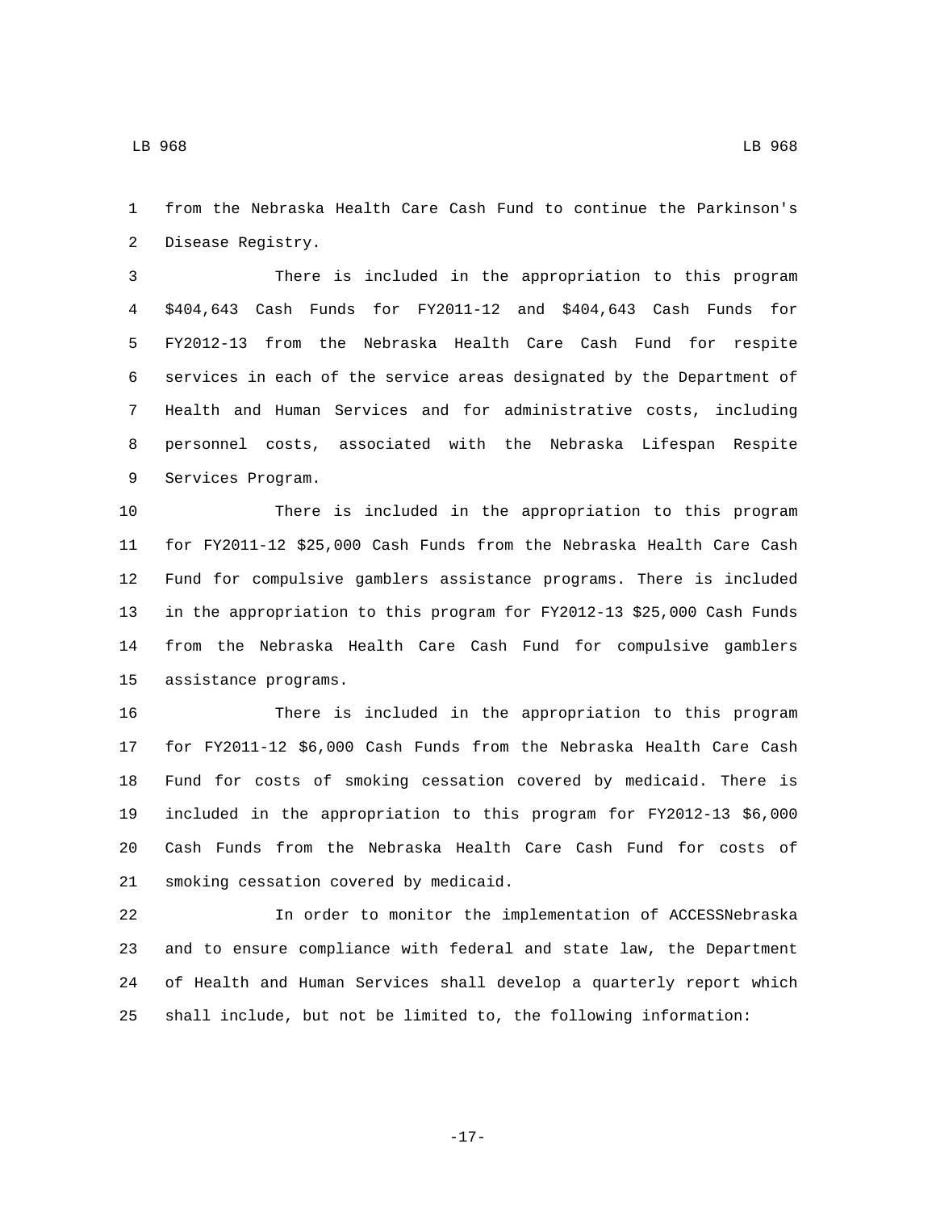from the Nebraska Health Care Cash Fund to continue the Parkinson's Disease Registry.

There is included in the appropriation to this program $404,643 Cash Funds for FY2011-12 and $404,643 Cash Funds for FY2012-13 from the Nebraska Health Care Cash Fund for respite services in each of the service areas designated by the Department of Health and Human Services and for administrative costs, including personnel costs, associated with the Nebraska Lifespan Respite Services Program.

There is included in the appropriation to this program for FY2011-12 $25,000 Cash Funds from the Nebraska Health Care Cash Fund for compulsive gamblers assistance programs. There is included in the appropriation to this program for FY2012-13 $25,000 Cash Funds from the Nebraska Health Care Cash Fund for compulsive gamblers assistance programs.

There is included in the appropriation to this program for FY2011-12 $6,000 Cash Funds from the Nebraska Health Care Cash Fund for costs of smoking cessation covered by medicaid. There is included in the appropriation to this program for FY2012-13 $6,000 Cash Funds from the Nebraska Health Care Cash Fund for costs of smoking cessation covered by medicaid.

In order to monitor the implementation of ACCESSNebraska and to ensure compliance with federal and state law, the Department of Health and Human Services shall develop a quarterly report which shall include, but not be limited to, the following information: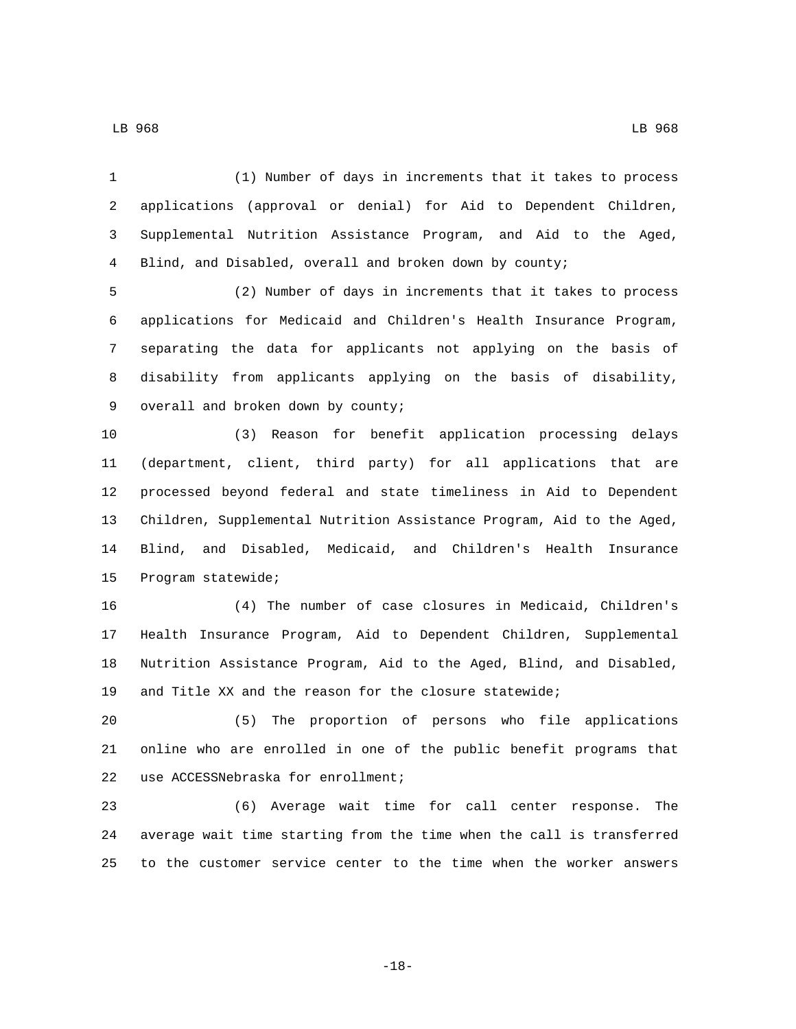(1) Number of days in increments that it takes to process applications (approval or denial) for Aid to Dependent Children, Supplemental Nutrition Assistance Program, and Aid to the Aged, Blind, and Disabled, overall and broken down by county;

(2) Number of days in increments that it takes to process applications for Medicaid and Children's Health Insurance Program, separating the data for applicants not applying on the basis of disability from applicants applying on the basis of disability, overall and broken down by county;

(3) Reason for benefit application processing delays (department, client, third party) for all applications that are processed beyond federal and state timeliness in Aid to Dependent Children, Supplemental Nutrition Assistance Program, Aid to the Aged, Blind, and Disabled, Medicaid, and Children's Health Insurance Program statewide;

(4) The number of case closures in Medicaid, Children's Health Insurance Program, Aid to Dependent Children, Supplemental Nutrition Assistance Program, Aid to the Aged, Blind, and Disabled, and Title XX and the reason for the closure statewide;

(5) The proportion of persons who file applications online who are enrolled in one of the public benefit programs that use ACCESSNebraska for enrollment;

(6) Average wait time for call center response. The average wait time starting from the time when the call is transferred to the customer service center to the time when the worker answers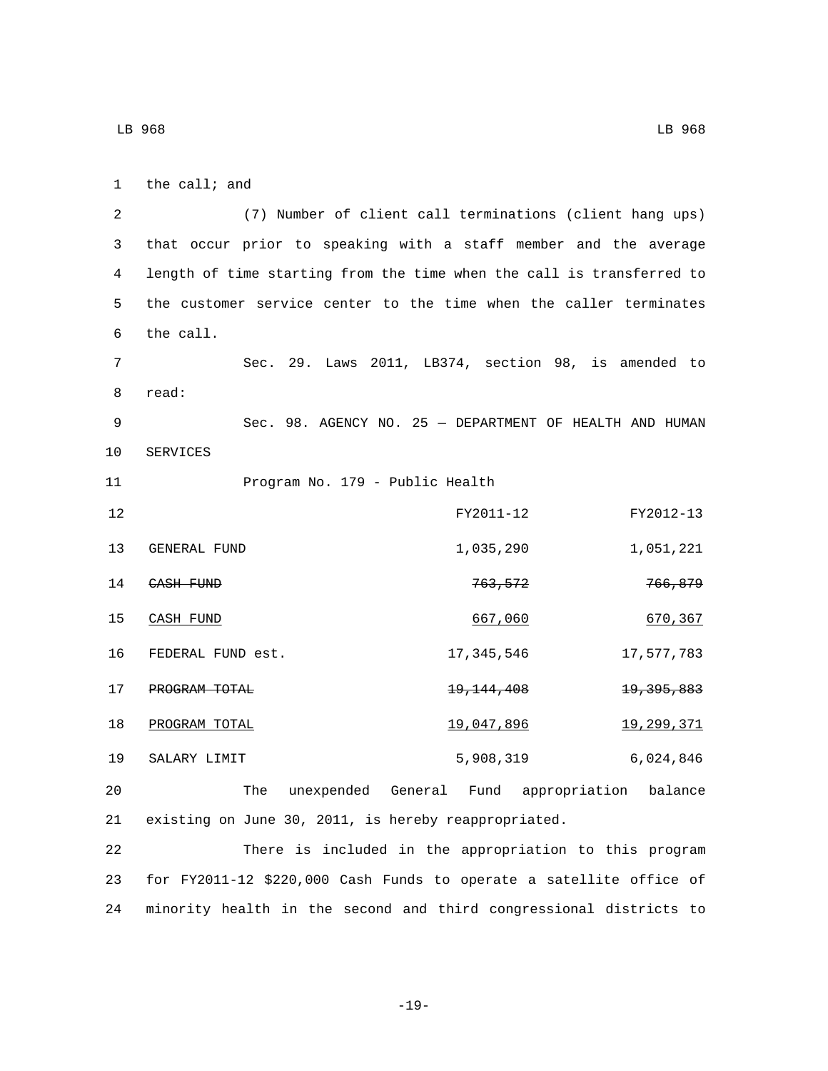the call; and

(7) Number of client call terminations (client hang ups) that occur prior to speaking with a staff member and the average length of time starting from the time when the call is transferred to the customer service center to the time when the caller terminates the call.

Sec. 29. Laws 2011, LB374, section 98, is amended to read:

Sec. 98. AGENCY NO. 25 — DEPARTMENT OF HEALTH AND HUMAN SERVICES

Program No. 179 - Public Health

| | FY2011-12 | FY2012-13 |
|---|---|---|
| GENERAL FUND | 1,035,290 | 1,051,221 |
| ~~CASH FUND~~ | ~~763,572~~ | ~~766,879~~ |
| CASH FUND | 667,060 | 670,367 |
| FEDERAL FUND est. | 17,345,546 | 17,577,783 |
| ~~PROGRAM TOTAL~~ | ~~19,144,408~~ | ~~19,395,883~~ |
| PROGRAM TOTAL | 19,047,896 | 19,299,371 |
| SALARY LIMIT | 5,908,319 | 6,024,846 |

The unexpended General Fund appropriation balance existing on June 30, 2011, is hereby reappropriated.

There is included in the appropriation to this program for FY2011-12 $220,000 Cash Funds to operate a satellite office of minority health in the second and third congressional districts to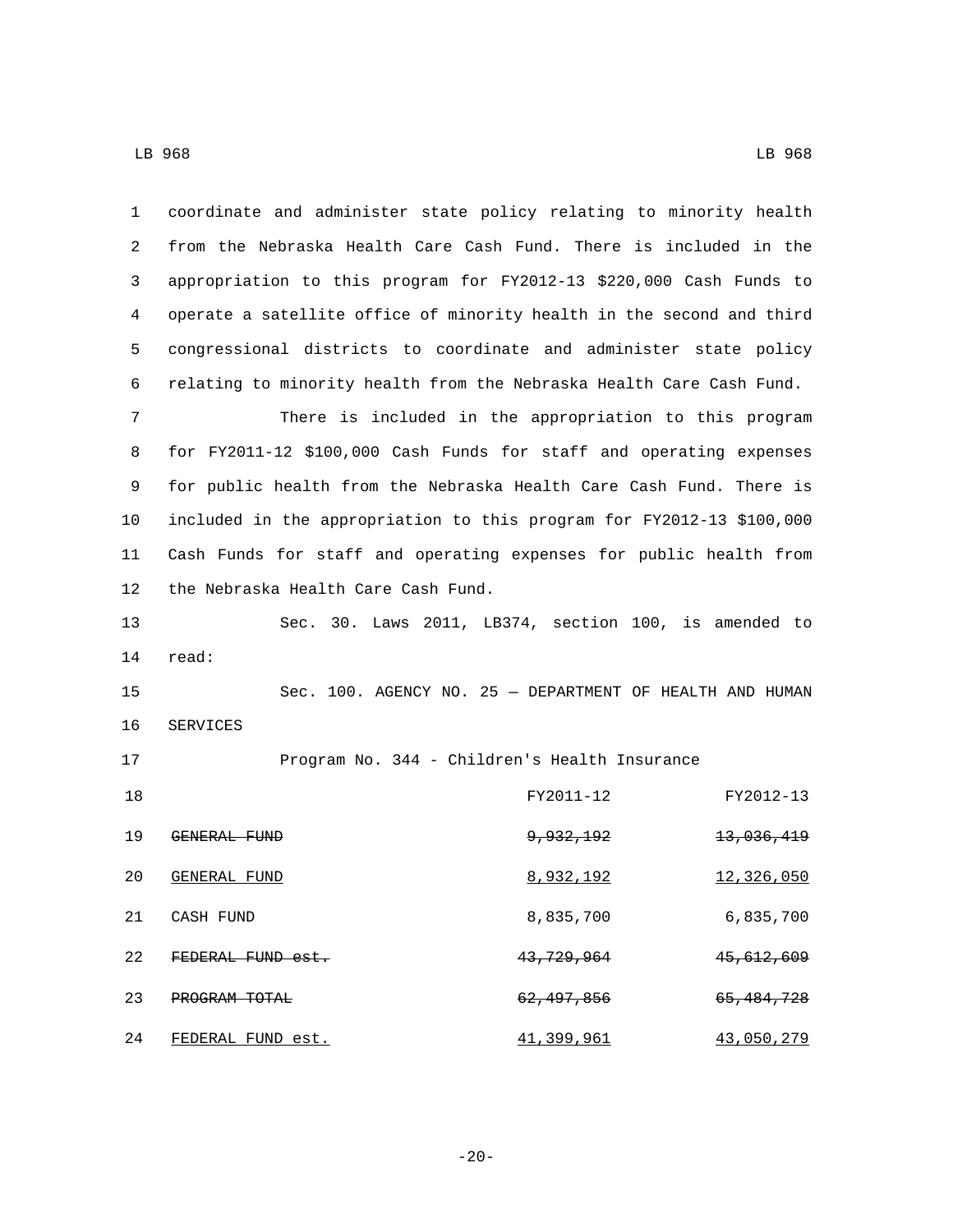coordinate and administer state policy relating to minority health from the Nebraska Health Care Cash Fund. There is included in the appropriation to this program for FY2012-13 $220,000 Cash Funds to operate a satellite office of minority health in the second and third congressional districts to coordinate and administer state policy relating to minority health from the Nebraska Health Care Cash Fund.

There is included in the appropriation to this program for FY2011-12 $100,000 Cash Funds for staff and operating expenses for public health from the Nebraska Health Care Cash Fund. There is included in the appropriation to this program for FY2012-13 $100,000 Cash Funds for staff and operating expenses for public health from the Nebraska Health Care Cash Fund.

Sec. 30. Laws 2011, LB374, section 100, is amended to read:

Sec. 100. AGENCY NO. 25 — DEPARTMENT OF HEALTH AND HUMAN SERVICES

Program No. 344 - Children's Health Insurance

| | FY2011-12 | FY2012-13 |
|---|---|---|
| ~~GENERAL FUND~~ | ~~9,932,192~~ | ~~13,036,419~~ |
| <u>GENERAL FUND</u> | <u>8,932,192</u> | <u>12,326,050</u> |
| CASH FUND | 8,835,700 | 6,835,700 |
| ~~FEDERAL FUND est.~~ | ~~43,729,964~~ | ~~45,612,609~~ |
| ~~PROGRAM TOTAL~~ | ~~62,497,856~~ | ~~65,484,728~~ |
| <u>FEDERAL FUND est.</u> | <u>41,399,961</u> | <u>43,050,279</u> |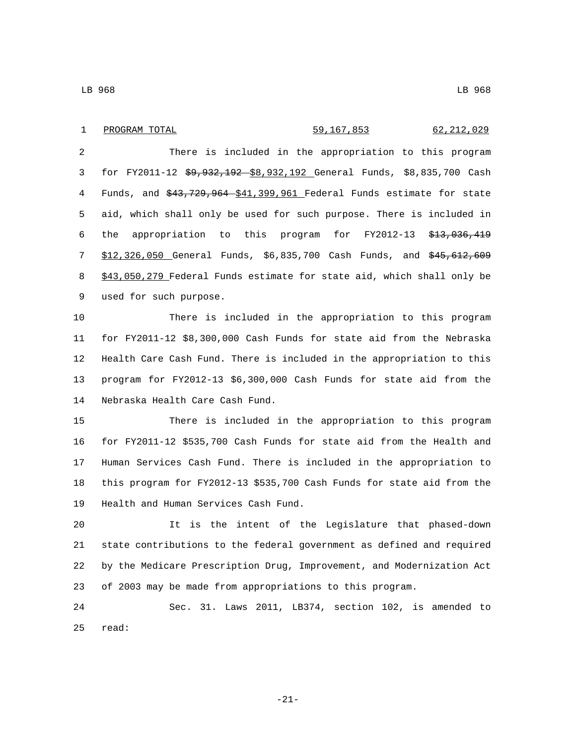| PROGRAM TOTAL | 59,167,853 | 62,212,029 |
|---|---|---|

There is included in the appropriation to this program for FY2011-12 ~~$9,932,192~~ $8,932,192 General Funds, $8,835,700 Cash Funds, and ~~$43,729,964~~ $41,399,961 Federal Funds estimate for state aid, which shall only be used for such purpose. There is included in the appropriation to this program for FY2012-13 ~~$13,036,419~~ $12,326,050 General Funds, $6,835,700 Cash Funds, and ~~$45,612,609~~ $43,050,279 Federal Funds estimate for state aid, which shall only be used for such purpose.

There is included in the appropriation to this program for FY2011-12 $8,300,000 Cash Funds for state aid from the Nebraska Health Care Cash Fund. There is included in the appropriation to this program for FY2012-13 $6,300,000 Cash Funds for state aid from the Nebraska Health Care Cash Fund.

There is included in the appropriation to this program for FY2011-12 $535,700 Cash Funds for state aid from the Health and Human Services Cash Fund. There is included in the appropriation to this program for FY2012-13 $535,700 Cash Funds for state aid from the Health and Human Services Cash Fund.

It is the intent of the Legislature that phased-down state contributions to the federal government as defined and required by the Medicare Prescription Drug, Improvement, and Modernization Act of 2003 may be made from appropriations to this program.

Sec. 31. Laws 2011, LB374, section 102, is amended to read: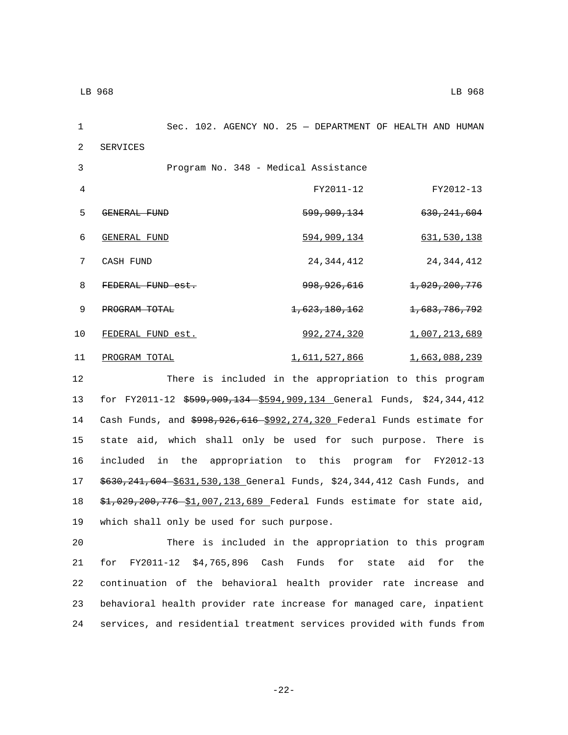Sec. 102. AGENCY NO. 25 — DEPARTMENT OF HEALTH AND HUMAN SERVICES

Program No. 348 - Medical Assistance

| | FY2011-12 | FY2012-13 |
|---|---|---|
| ~~GENERAL FUND~~ | ~~599,909,134~~ | ~~630,241,604~~ |
| GENERAL FUND | 594,909,134 | 631,530,138 |
| CASH FUND | 24,344,412 | 24,344,412 |
| ~~FEDERAL FUND est.~~ | ~~998,926,616~~ | ~~1,029,200,776~~ |
| ~~PROGRAM TOTAL~~ | ~~1,623,180,162~~ | ~~1,683,786,792~~ |
| FEDERAL FUND est. | 992,274,320 | 1,007,213,689 |
| PROGRAM TOTAL | 1,611,527,866 | 1,663,088,239 |

There is included in the appropriation to this program for FY2011-12 ~~$599,909,134~~ $594,909,134 General Funds, $24,344,412 Cash Funds, and ~~$998,926,616~~ $992,274,320 Federal Funds estimate for state aid, which shall only be used for such purpose. There is included in the appropriation to this program for FY2012-13 ~~$630,241,604~~ $631,530,138 General Funds, $24,344,412 Cash Funds, and ~~$1,029,200,776~~ $1,007,213,689 Federal Funds estimate for state aid, which shall only be used for such purpose.

There is included in the appropriation to this program for FY2011-12 $4,765,896 Cash Funds for state aid for the continuation of the behavioral health provider rate increase and behavioral health provider rate increase for managed care, inpatient services, and residential treatment services provided with funds from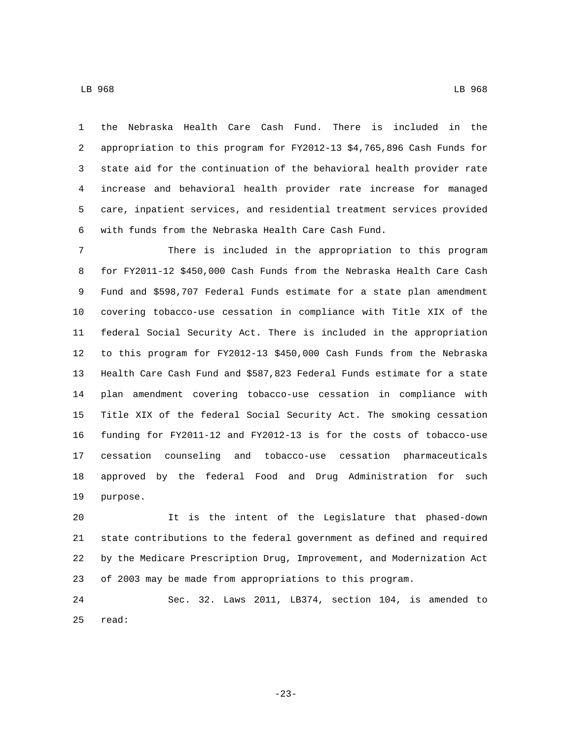the Nebraska Health Care Cash Fund. There is included in the appropriation to this program for FY2012-13 $4,765,896 Cash Funds for state aid for the continuation of the behavioral health provider rate increase and behavioral health provider rate increase for managed care, inpatient services, and residential treatment services provided with funds from the Nebraska Health Care Cash Fund.

There is included in the appropriation to this program for FY2011-12 $450,000 Cash Funds from the Nebraska Health Care Cash Fund and $598,707 Federal Funds estimate for a state plan amendment covering tobacco-use cessation in compliance with Title XIX of the federal Social Security Act. There is included in the appropriation to this program for FY2012-13 $450,000 Cash Funds from the Nebraska Health Care Cash Fund and $587,823 Federal Funds estimate for a state plan amendment covering tobacco-use cessation in compliance with Title XIX of the federal Social Security Act. The smoking cessation funding for FY2011-12 and FY2012-13 is for the costs of tobacco-use cessation counseling and tobacco-use cessation pharmaceuticals approved by the federal Food and Drug Administration for such purpose.

It is the intent of the Legislature that phased-down state contributions to the federal government as defined and required by the Medicare Prescription Drug, Improvement, and Modernization Act of 2003 may be made from appropriations to this program.

Sec. 32. Laws 2011, LB374, section 104, is amended to read: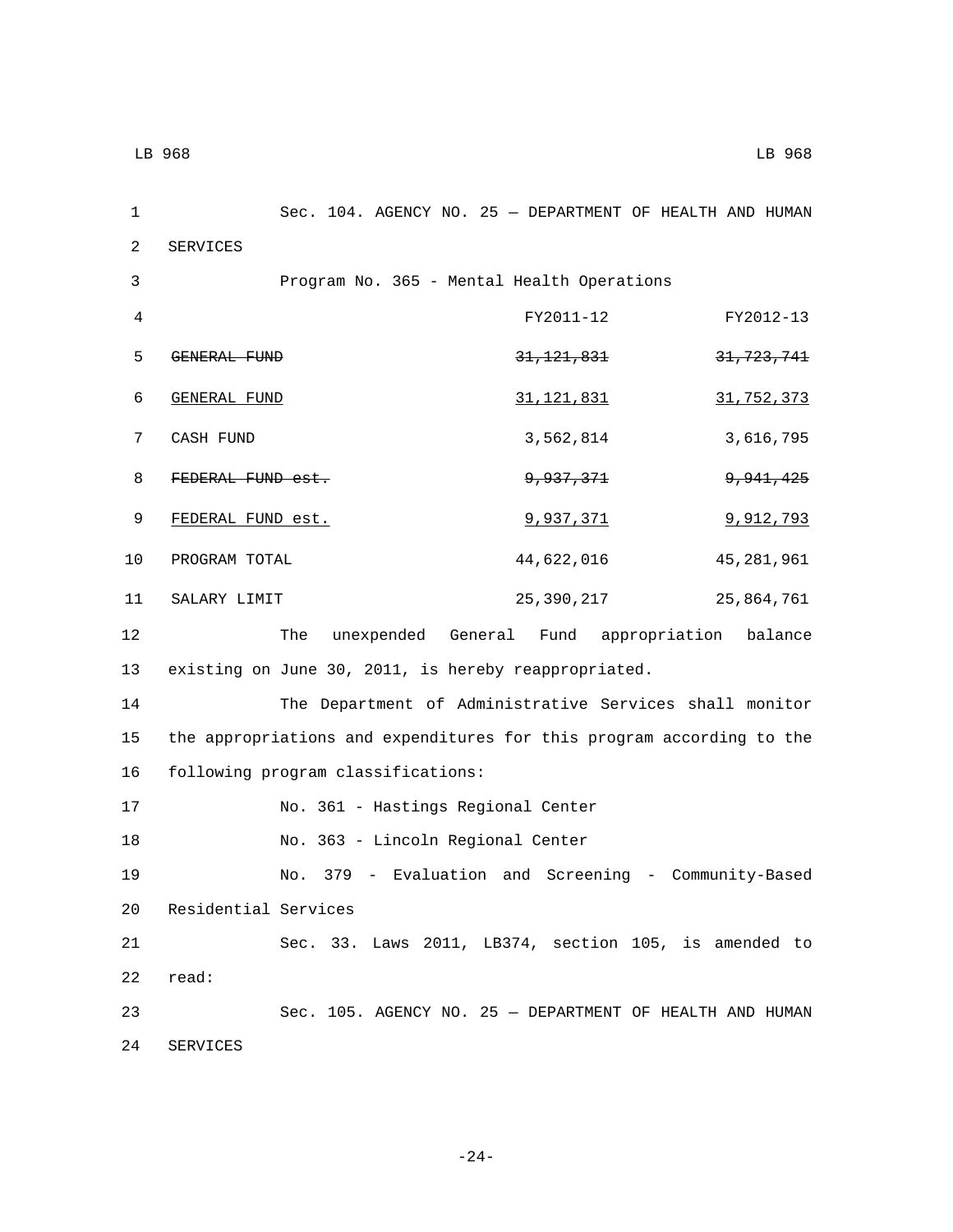Sec. 104. AGENCY NO. 25 — DEPARTMENT OF HEALTH AND HUMAN SERVICES

Program No. 365 - Mental Health Operations

| | FY2011-12 | FY2012-13 |
|---|---|---|
| ~~GENERAL FUND~~ | ~~31,121,831~~ | ~~31,723,741~~ |
| GENERAL FUND | 31,121,831 | 31,752,373 |
| CASH FUND | 3,562,814 | 3,616,795 |
| ~~FEDERAL FUND est.~~ | ~~9,937,371~~ | ~~9,941,425~~ |
| FEDERAL FUND est. | 9,937,371 | 9,912,793 |
| PROGRAM TOTAL | 44,622,016 | 45,281,961 |
| SALARY LIMIT | 25,390,217 | 25,864,761 |

The unexpended General Fund appropriation balance existing on June 30, 2011, is hereby reappropriated.

The Department of Administrative Services shall monitor the appropriations and expenditures for this program according to the following program classifications:

No. 361 - Hastings Regional Center

No. 363 - Lincoln Regional Center

No. 379 - Evaluation and Screening - Community-Based Residential Services

Sec. 33. Laws 2011, LB374, section 105, is amended to read:

Sec. 105. AGENCY NO. 25 — DEPARTMENT OF HEALTH AND HUMAN SERVICES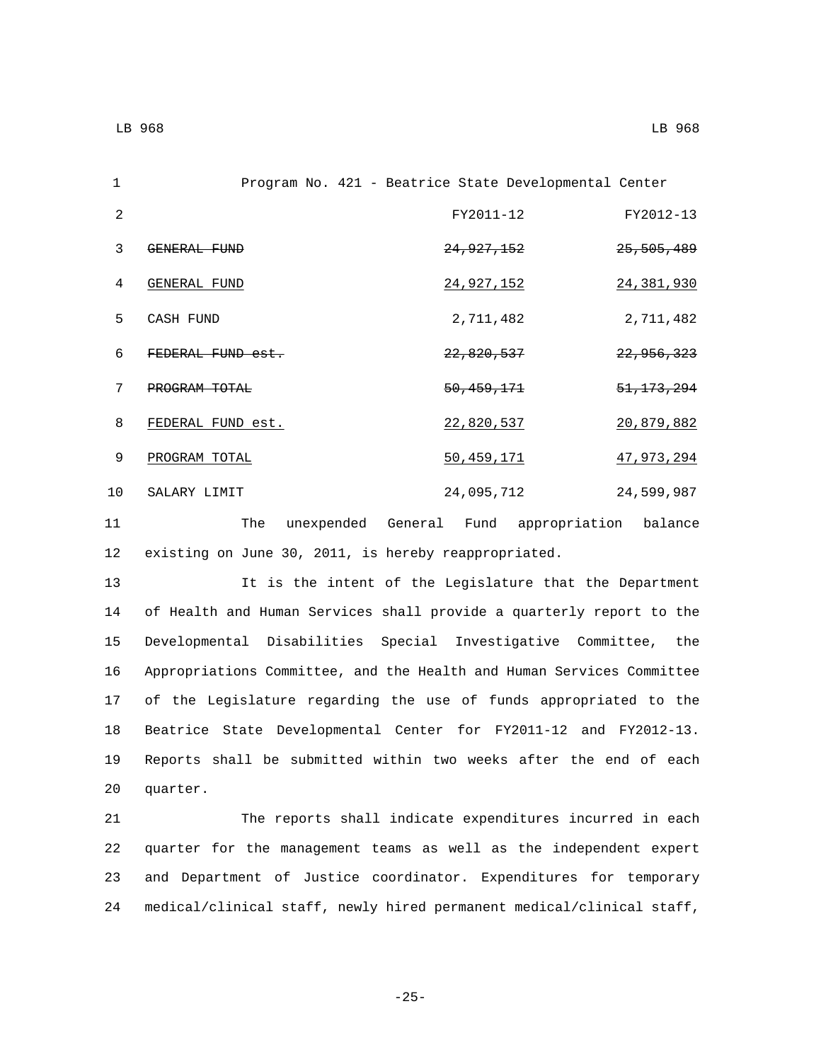Program No. 421 - Beatrice State Developmental Center

| | FY2011-12 | FY2012-13 |
|---|---|---|
| ~~GENERAL FUND~~ | ~~24,927,152~~ | ~~25,505,489~~ |
| <u>GENERAL FUND</u> | <u>24,927,152</u> | <u>24,381,930</u> |
| CASH FUND | 2,711,482 | 2,711,482 |
| ~~FEDERAL FUND est.~~ | ~~22,820,537~~ | ~~22,956,323~~ |
| ~~PROGRAM TOTAL~~ | ~~50,459,171~~ | ~~51,173,294~~ |
| <u>FEDERAL FUND est.</u> | <u>22,820,537</u> | <u>20,879,882</u> |
| <u>PROGRAM TOTAL</u> | <u>50,459,171</u> | <u>47,973,294</u> |
| SALARY LIMIT | 24,095,712 | 24,599,987 |

The unexpended General Fund appropriation balance existing on June 30, 2011, is hereby reappropriated.

It is the intent of the Legislature that the Department of Health and Human Services shall provide a quarterly report to the Developmental Disabilities Special Investigative Committee, the Appropriations Committee, and the Health and Human Services Committee of the Legislature regarding the use of funds appropriated to the Beatrice State Developmental Center for FY2011-12 and FY2012-13. Reports shall be submitted within two weeks after the end of each quarter.

The reports shall indicate expenditures incurred in each quarter for the management teams as well as the independent expert and Department of Justice coordinator. Expenditures for temporary medical/clinical staff, newly hired permanent medical/clinical staff,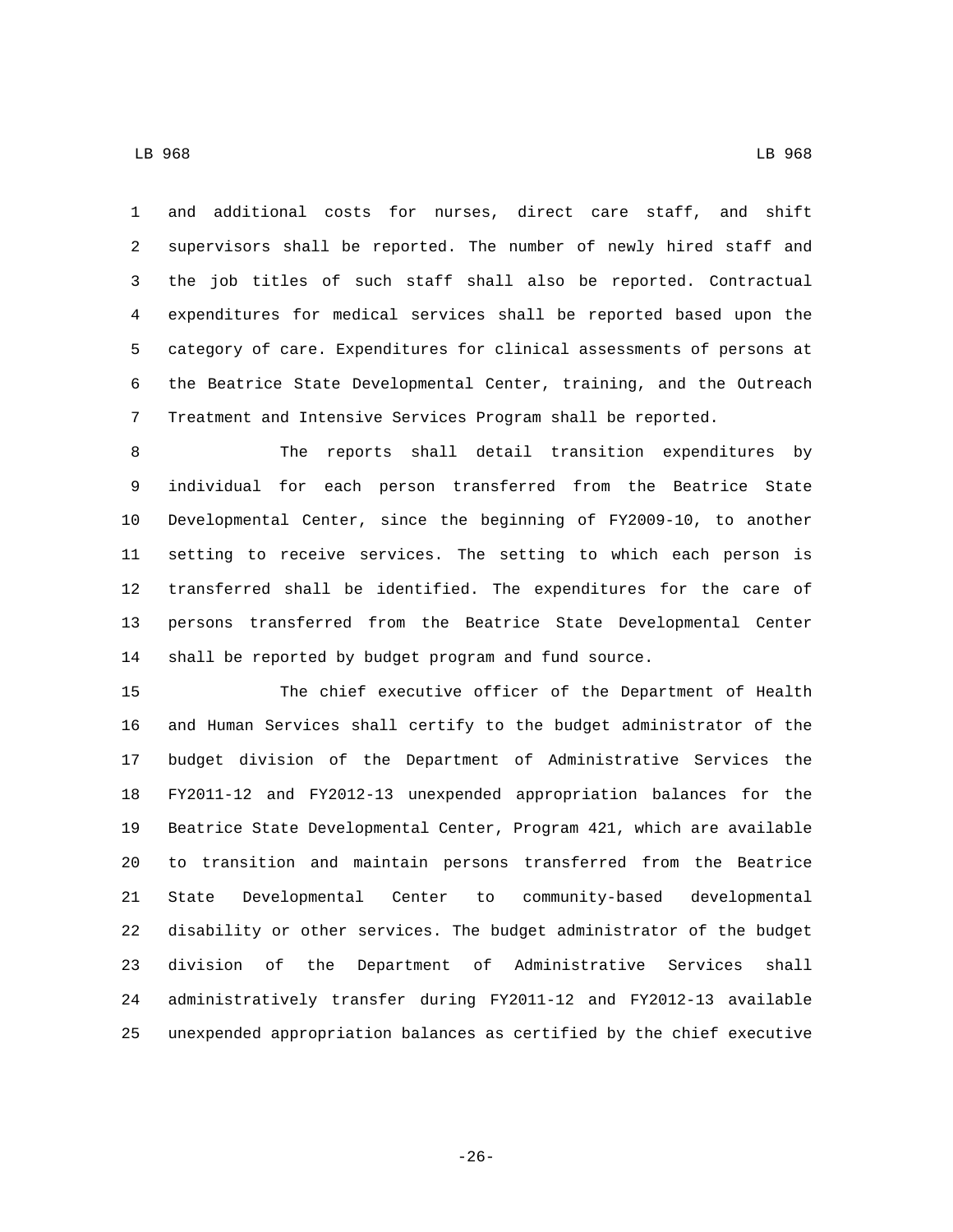and additional costs for nurses, direct care staff, and shift supervisors shall be reported. The number of newly hired staff and the job titles of such staff shall also be reported. Contractual expenditures for medical services shall be reported based upon the category of care. Expenditures for clinical assessments of persons at the Beatrice State Developmental Center, training, and the Outreach Treatment and Intensive Services Program shall be reported.

The reports shall detail transition expenditures by individual for each person transferred from the Beatrice State Developmental Center, since the beginning of FY2009-10, to another setting to receive services. The setting to which each person is transferred shall be identified. The expenditures for the care of persons transferred from the Beatrice State Developmental Center shall be reported by budget program and fund source.

The chief executive officer of the Department of Health and Human Services shall certify to the budget administrator of the budget division of the Department of Administrative Services the FY2011-12 and FY2012-13 unexpended appropriation balances for the Beatrice State Developmental Center, Program 421, which are available to transition and maintain persons transferred from the Beatrice State Developmental Center to community-based developmental disability or other services. The budget administrator of the budget division of the Department of Administrative Services shall administratively transfer during FY2011-12 and FY2012-13 available unexpended appropriation balances as certified by the chief executive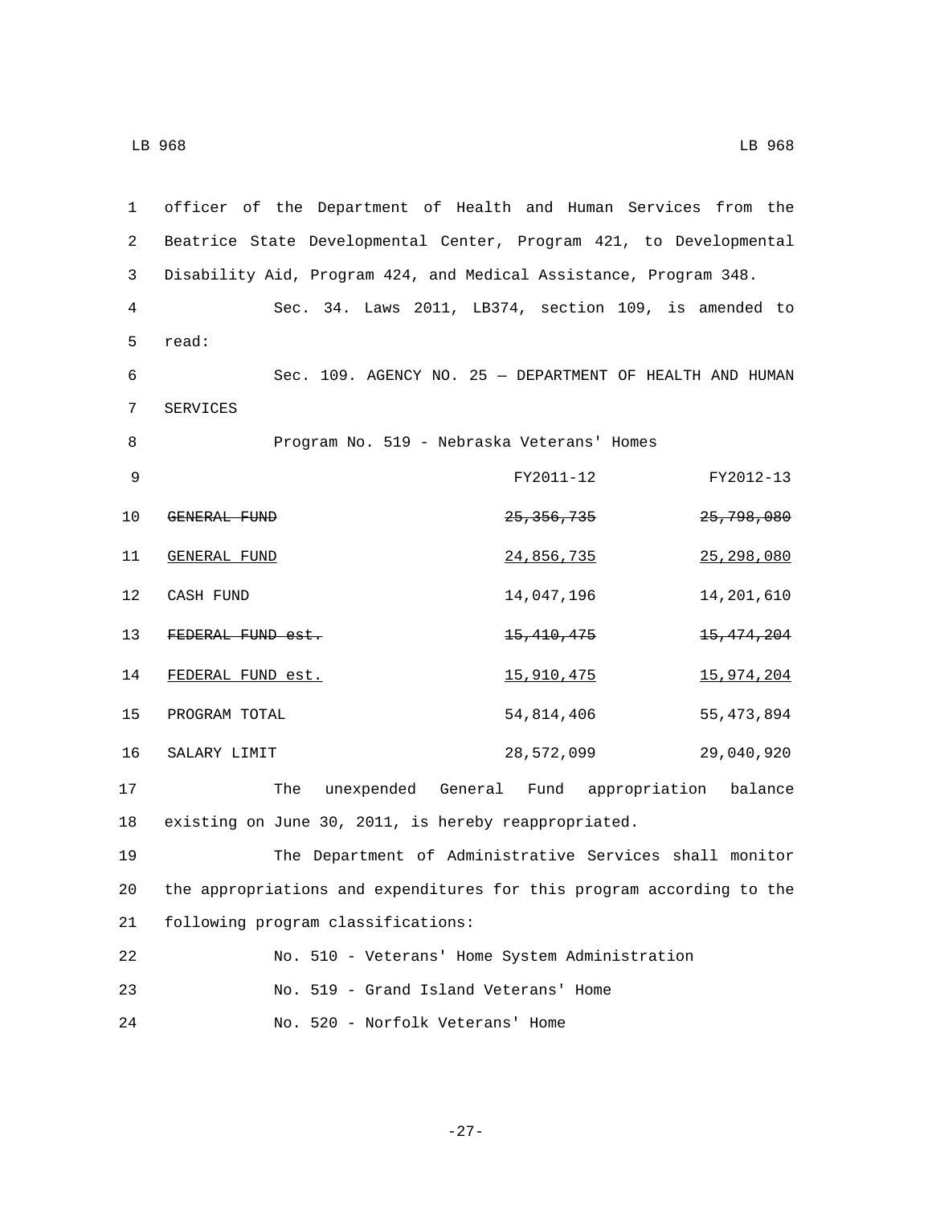officer of the Department of Health and Human Services from the Beatrice State Developmental Center, Program 421, to Developmental Disability Aid, Program 424, and Medical Assistance, Program 348.

Sec. 34. Laws 2011, LB374, section 109, is amended to read:

Sec. 109. AGENCY NO. 25 — DEPARTMENT OF HEALTH AND HUMAN SERVICES

Program No. 519 - Nebraska Veterans' Homes

| | FY2011-12 | FY2012-13 |
|---|---|---|
| ~~GENERAL FUND~~ | ~~25,356,735~~ | ~~25,798,080~~ |
| GENERAL FUND | 24,856,735 | 25,298,080 |
| CASH FUND | 14,047,196 | 14,201,610 |
| ~~FEDERAL FUND est.~~ | ~~15,410,475~~ | ~~15,474,204~~ |
| FEDERAL FUND est. | 15,910,475 | 15,974,204 |
| PROGRAM TOTAL | 54,814,406 | 55,473,894 |
| SALARY LIMIT | 28,572,099 | 29,040,920 |

The unexpended General Fund appropriation balance existing on June 30, 2011, is hereby reappropriated.

The Department of Administrative Services shall monitor the appropriations and expenditures for this program according to the following program classifications:

No. 510 - Veterans' Home System Administration

No. 519 - Grand Island Veterans' Home

No. 520 - Norfolk Veterans' Home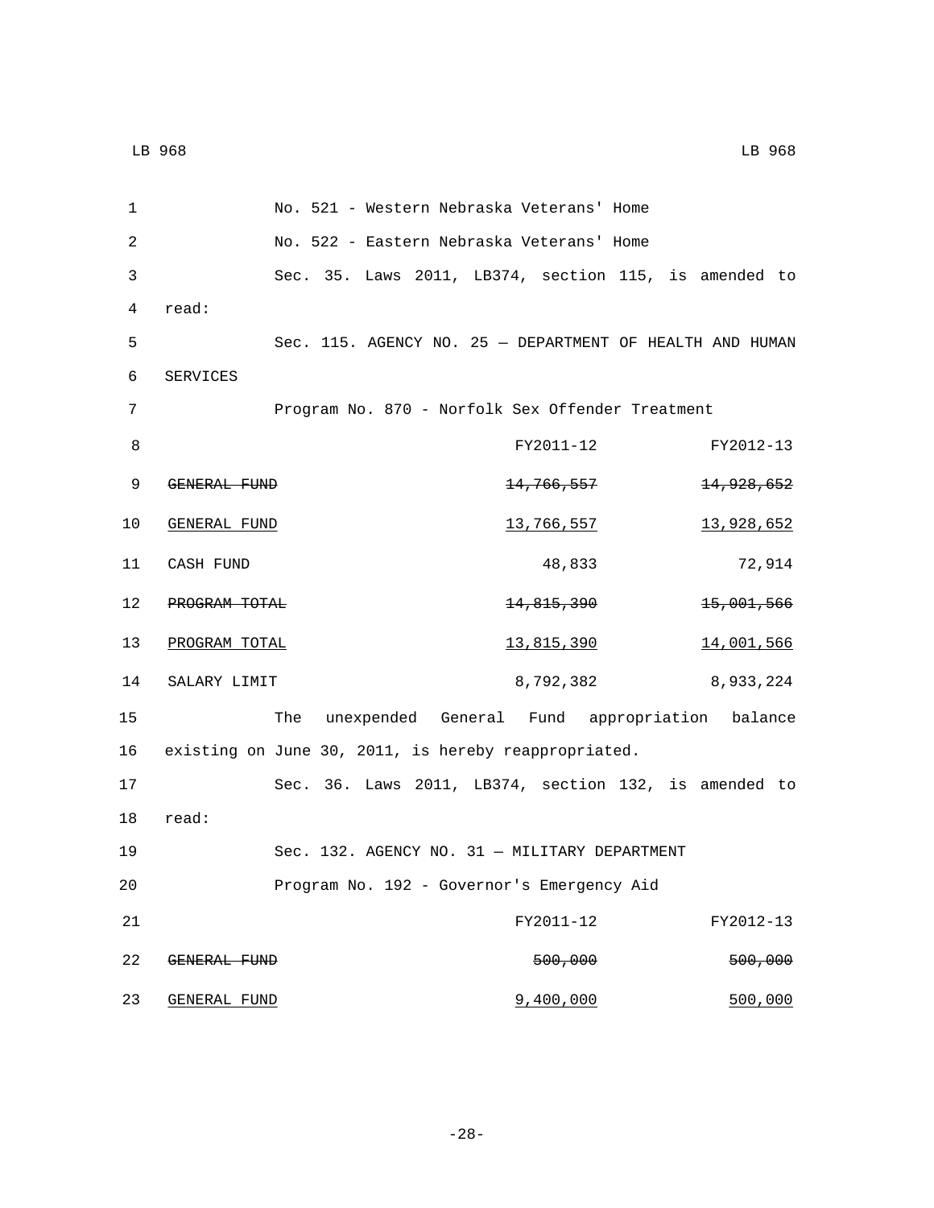No. 521 - Western Nebraska Veterans' Home

No. 522 - Eastern Nebraska Veterans' Home

Sec. 35. Laws 2011, LB374, section 115, is amended to read:

Sec. 115. AGENCY NO. 25 — DEPARTMENT OF HEALTH AND HUMAN SERVICES

Program No. 870 - Norfolk Sex Offender Treatment

| | FY2011-12 | FY2012-13 |
|---|---|---|
| ~~GENERAL FUND~~ | ~~14,766,557~~ | ~~14,928,652~~ |
| GENERAL FUND | 13,766,557 | 13,928,652 |
| CASH FUND | 48,833 | 72,914 |
| ~~PROGRAM TOTAL~~ | ~~14,815,390~~ | ~~15,001,566~~ |
| PROGRAM TOTAL | 13,815,390 | 14,001,566 |
| SALARY LIMIT | 8,792,382 | 8,933,224 |

The unexpended General Fund appropriation balance existing on June 30, 2011, is hereby reappropriated.

Sec. 36. Laws 2011, LB374, section 132, is amended to read:

Sec. 132. AGENCY NO. 31 — MILITARY DEPARTMENT

Program No. 192 - Governor's Emergency Aid

| | FY2011-12 | FY2012-13 |
|---|---|---|
| ~~GENERAL FUND~~ | ~~500,000~~ | ~~500,000~~ |
| GENERAL FUND | 9,400,000 | 500,000 |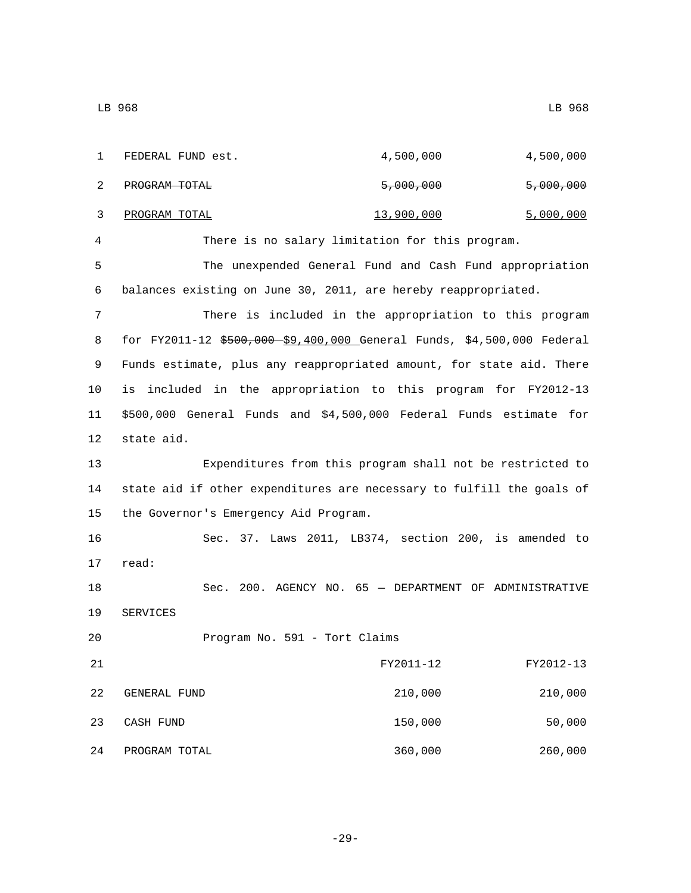| | FY2011-12 | FY2012-13 |
|---|---|---|
| FEDERAL FUND est. | 4,500,000 | 4,500,000 |
| ~~PROGRAM TOTAL~~ | ~~5,000,000~~ | ~~5,000,000~~ |
| PROGRAM TOTAL | 13,900,000 | 5,000,000 |

There is no salary limitation for this program.

The unexpended General Fund and Cash Fund appropriation balances existing on June 30, 2011, are hereby reappropriated.

There is included in the appropriation to this program for FY2011-12 ~~$500,000~~ $9,400,000 General Funds, $4,500,000 Federal Funds estimate, plus any reappropriated amount, for state aid. There is included in the appropriation to this program for FY2012-13 $500,000 General Funds and $4,500,000 Federal Funds estimate for state aid.

Expenditures from this program shall not be restricted to state aid if other expenditures are necessary to fulfill the goals of the Governor's Emergency Aid Program.

Sec. 37. Laws 2011, LB374, section 200, is amended to read:

Sec. 200. AGENCY NO. 65 — DEPARTMENT OF ADMINISTRATIVE SERVICES

Program No. 591 - Tort Claims

| | FY2011-12 | FY2012-13 |
|---|---|---|
| GENERAL FUND | 210,000 | 210,000 |
| CASH FUND | 150,000 | 50,000 |
| PROGRAM TOTAL | 360,000 | 260,000 |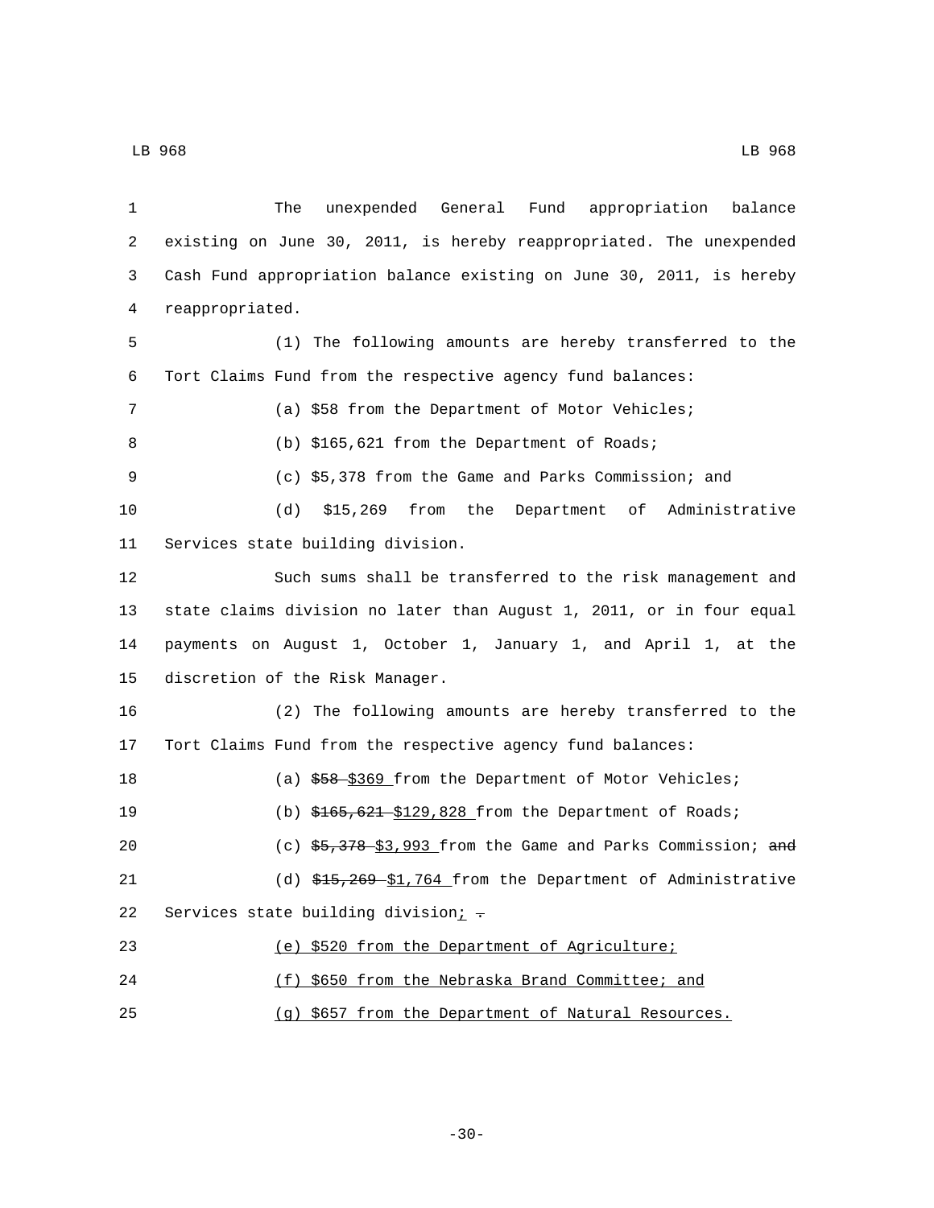The unexpended General Fund appropriation balance existing on June 30, 2011, is hereby reappropriated. The unexpended Cash Fund appropriation balance existing on June 30, 2011, is hereby reappropriated.

(1) The following amounts are hereby transferred to the Tort Claims Fund from the respective agency fund balances:

(a) $58 from the Department of Motor Vehicles;

(b) $165,621 from the Department of Roads;

(c) $5,378 from the Game and Parks Commission; and

(d) $15,269 from the Department of Administrative Services state building division.

Such sums shall be transferred to the risk management and state claims division no later than August 1, 2011, or in four equal payments on August 1, October 1, January 1, and April 1, at the discretion of the Risk Manager.

(2) The following amounts are hereby transferred to the Tort Claims Fund from the respective agency fund balances:

(a) ~~$58~~ $369 from the Department of Motor Vehicles;

(b) ~~$165,621~~ $129,828 from the Department of Roads;

(c) ~~$5,378~~ $3,993 from the Game and Parks Commission; ~~and~~

(d) ~~$15,269~~ $1,764 from the Department of Administrative Services state building division; ~~.~~

(e) $520 from the Department of Agriculture;

(f) $650 from the Nebraska Brand Committee; and

(g) $657 from the Department of Natural Resources.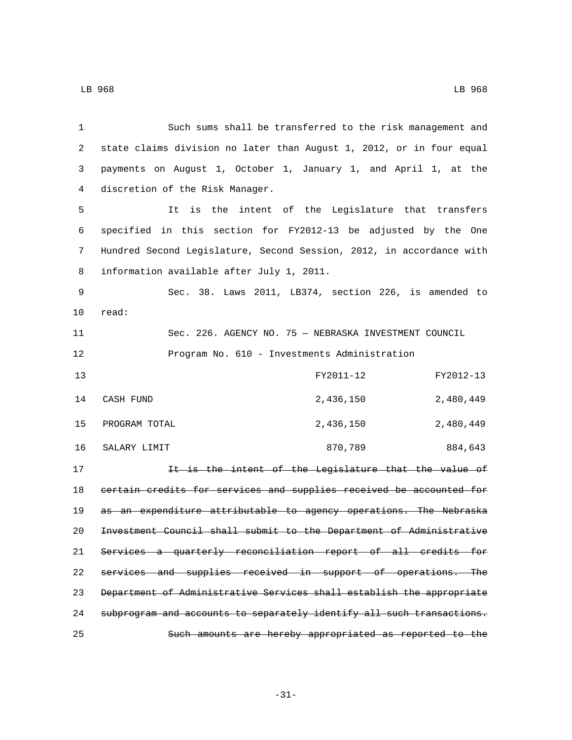Such sums shall be transferred to the risk management and state claims division no later than August 1, 2012, or in four equal payments on August 1, October 1, January 1, and April 1, at the discretion of the Risk Manager.

It is the intent of the Legislature that transfers specified in this section for FY2012-13 be adjusted by the One Hundred Second Legislature, Second Session, 2012, in accordance with information available after July 1, 2011.

Sec. 38. Laws 2011, LB374, section 226, is amended to read:

Sec. 226. AGENCY NO. 75 — NEBRASKA INVESTMENT COUNCIL

Program No. 610 - Investments Administration

| | FY2011-12 | FY2012-13 |
|---|---|---|
| CASH FUND | 2,436,150 | 2,480,449 |
| PROGRAM TOTAL | 2,436,150 | 2,480,449 |
| SALARY LIMIT | 870,789 | 884,643 |

~~It is the intent of the Legislature that the value of certain credits for services and supplies received be accounted for as an expenditure attributable to agency operations. The Nebraska Investment Council shall submit to the Department of Administrative Services a quarterly reconciliation report of all credits for services and supplies received in support of operations. The Department of Administrative Services shall establish the appropriate subprogram and accounts to separately identify all such transactions.~~

~~Such amounts are hereby appropriated as reported to the~~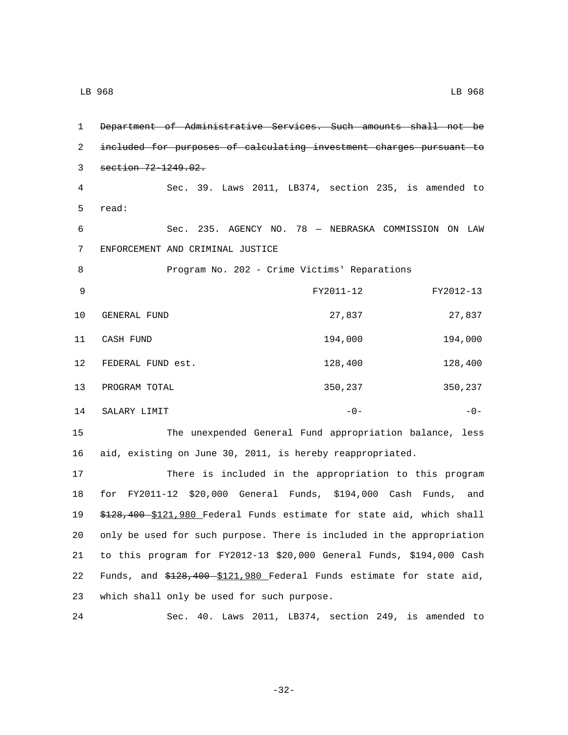~~Department of Administrative Services. Such amounts shall not be included for purposes of calculating investment charges pursuant to section 72-1249.02.~~

Sec. 39. Laws 2011, LB374, section 235, is amended to read:

Sec. 235. AGENCY NO. 78 — NEBRASKA COMMISSION ON LAW ENFORCEMENT AND CRIMINAL JUSTICE

Program No. 202 - Crime Victims' Reparations

| | FY2011-12 | FY2012-13 |
|---|---|---|
| GENERAL FUND | 27,837 | 27,837 |
| CASH FUND | 194,000 | 194,000 |
| FEDERAL FUND est. | 128,400 | 128,400 |
| PROGRAM TOTAL | 350,237 | 350,237 |
| SALARY LIMIT | -0- | -0- |

The unexpended General Fund appropriation balance, less aid, existing on June 30, 2011, is hereby reappropriated.

There is included in the appropriation to this program for FY2011-12 $20,000 General Funds, $194,000 Cash Funds, and ~~$128,400~~ <u>$121,980</u> Federal Funds estimate for state aid, which shall only be used for such purpose. There is included in the appropriation to this program for FY2012-13 $20,000 General Funds, $194,000 Cash Funds, and ~~$128,400~~ <u>$121,980</u> Federal Funds estimate for state aid, which shall only be used for such purpose.

Sec. 40. Laws 2011, LB374, section 249, is amended to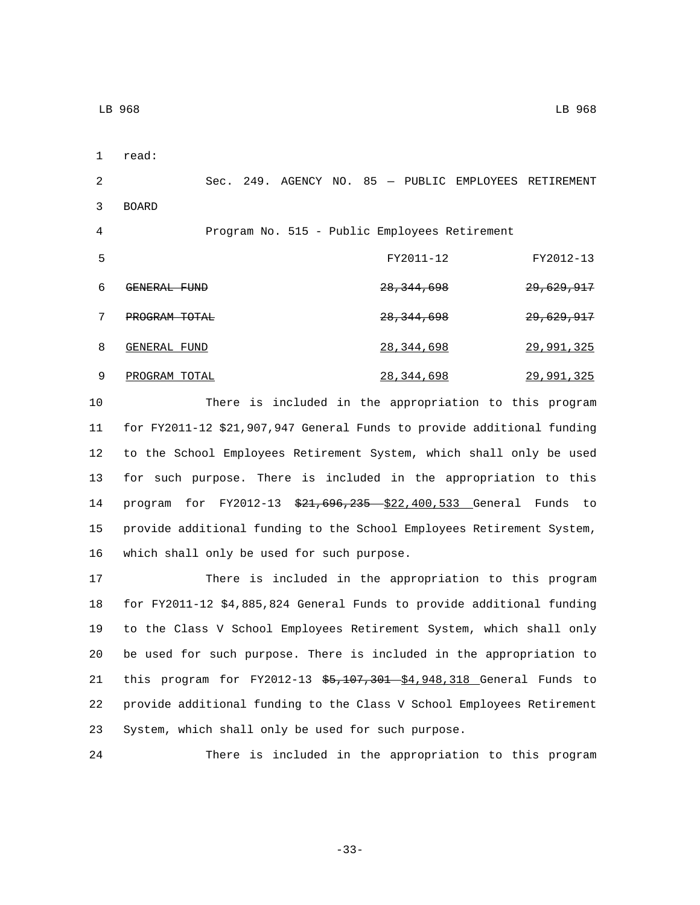read:

Sec. 249. AGENCY NO. 85 — PUBLIC EMPLOYEES RETIREMENT BOARD

Program No. 515 - Public Employees Retirement

| | FY2011-12 | FY2012-13 |
|---|---|---|
| ~~GENERAL FUND~~ | ~~28,344,698~~ | ~~29,629,917~~ |
| ~~PROGRAM TOTAL~~ | ~~28,344,698~~ | ~~29,629,917~~ |
| <u>GENERAL FUND</u> | <u>28,344,698</u> | <u>29,991,325</u> |
| <u>PROGRAM TOTAL</u> | <u>28,344,698</u> | <u>29,991,325</u> |

There is included in the appropriation to this program for FY2011-12 $21,907,947 General Funds to provide additional funding to the School Employees Retirement System, which shall only be used for such purpose. There is included in the appropriation to this program for FY2012-13 ~~$21,696,235~~ <u>$22,400,533</u> General Funds to provide additional funding to the School Employees Retirement System, which shall only be used for such purpose.

There is included in the appropriation to this program for FY2011-12 $4,885,824 General Funds to provide additional funding to the Class V School Employees Retirement System, which shall only be used for such purpose. There is included in the appropriation to this program for FY2012-13 ~~$5,107,301~~ <u>$4,948,318</u> General Funds to provide additional funding to the Class V School Employees Retirement System, which shall only be used for such purpose.

There is included in the appropriation to this program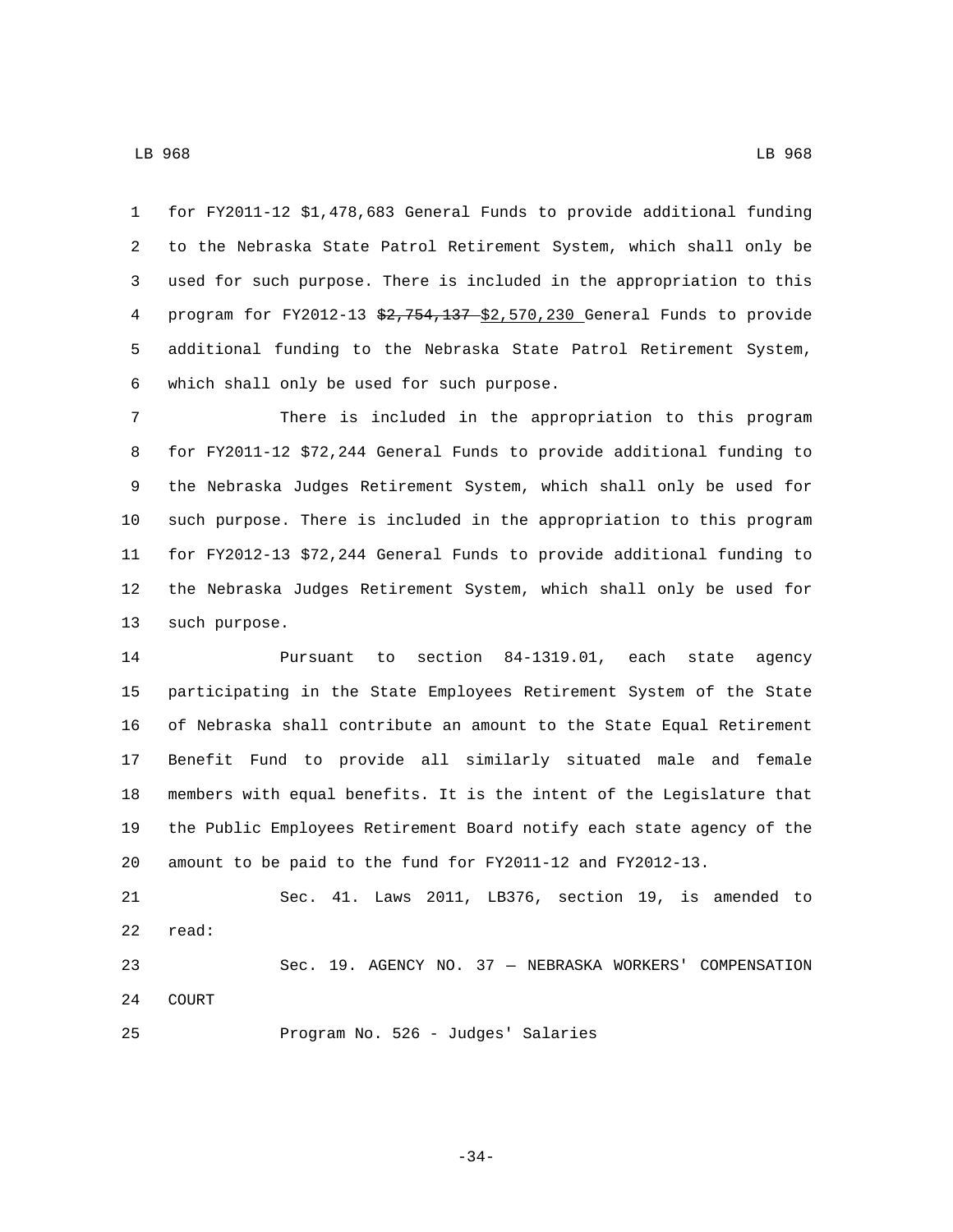for FY2011-12 $1,478,683 General Funds to provide additional funding to the Nebraska State Patrol Retirement System, which shall only be used for such purpose. There is included in the appropriation to this program for FY2012-13 ~~$2,754,137~~ <u>$2,570,230</u> General Funds to provide additional funding to the Nebraska State Patrol Retirement System, which shall only be used for such purpose.

There is included in the appropriation to this program for FY2011-12 $72,244 General Funds to provide additional funding to the Nebraska Judges Retirement System, which shall only be used for such purpose. There is included in the appropriation to this program for FY2012-13 $72,244 General Funds to provide additional funding to the Nebraska Judges Retirement System, which shall only be used for such purpose.

Pursuant to section 84-1319.01, each state agency participating in the State Employees Retirement System of the State of Nebraska shall contribute an amount to the State Equal Retirement Benefit Fund to provide all similarly situated male and female members with equal benefits. It is the intent of the Legislature that the Public Employees Retirement Board notify each state agency of the amount to be paid to the fund for FY2011-12 and FY2012-13.

Sec. 41. Laws 2011, LB376, section 19, is amended to read:

Sec. 19. AGENCY NO. 37 — NEBRASKA WORKERS' COMPENSATION COURT

Program No. 526 - Judges' Salaries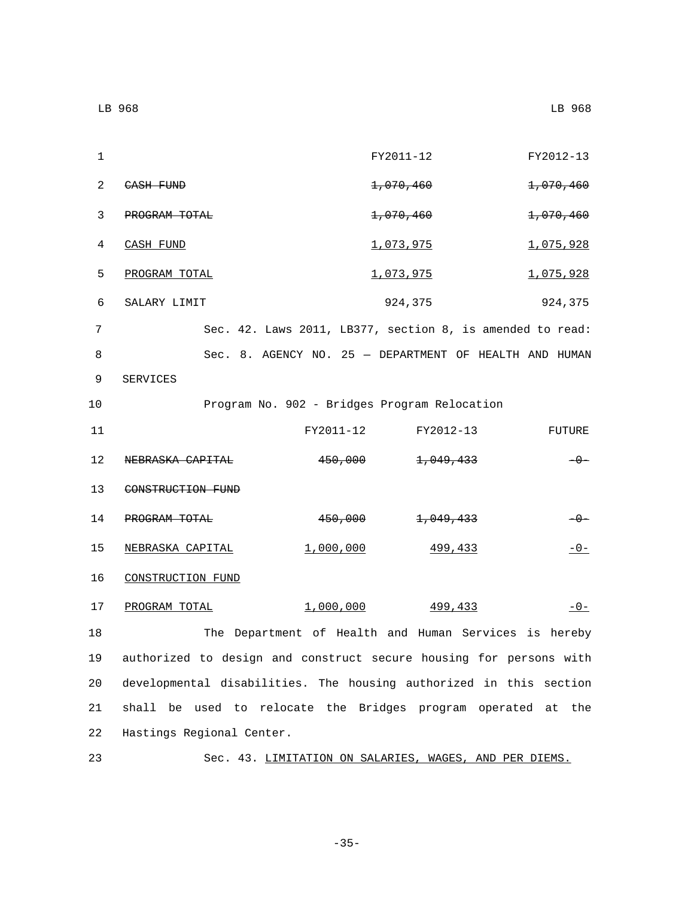| | FY2011-12 | FY2012-13 |
|---|---|---|
| ~~CASH FUND~~ | ~~1,070,460~~ | ~~1,070,460~~ |
| ~~PROGRAM TOTAL~~ | ~~1,070,460~~ | ~~1,070,460~~ |
| <u>CASH FUND</u> | <u>1,073,975</u> | <u>1,075,928</u> |
| <u>PROGRAM TOTAL</u> | <u>1,073,975</u> | <u>1,075,928</u> |
| SALARY LIMIT | 924,375 | 924,375 |

Sec. 42. Laws 2011, LB377, section 8, is amended to read:

Sec. 8. AGENCY NO. 25 — DEPARTMENT OF HEALTH AND HUMAN SERVICES

Program No. 902 - Bridges Program Relocation

| | FY2011-12 | FY2012-13 | FUTURE |
|---|---|---|---|
| ~~NEBRASKA CAPITAL CONSTRUCTION FUND~~ | ~~450,000~~ | ~~1,049,433~~ | ~~-0-~~ |
| ~~PROGRAM TOTAL~~ | ~~450,000~~ | ~~1,049,433~~ | ~~-0-~~ |
| <u>NEBRASKA CAPITAL CONSTRUCTION FUND</u> | <u>1,000,000</u> | <u>499,433</u> | <u>-0-</u> |
| <u>PROGRAM TOTAL</u> | <u>1,000,000</u> | <u>499,433</u> | <u>-0-</u> |

The Department of Health and Human Services is hereby authorized to design and construct secure housing for persons with developmental disabilities. The housing authorized in this section shall be used to relocate the Bridges program operated at the Hastings Regional Center.

Sec. 43. <u>LIMITATION ON SALARIES, WAGES, AND PER DIEMS.</u>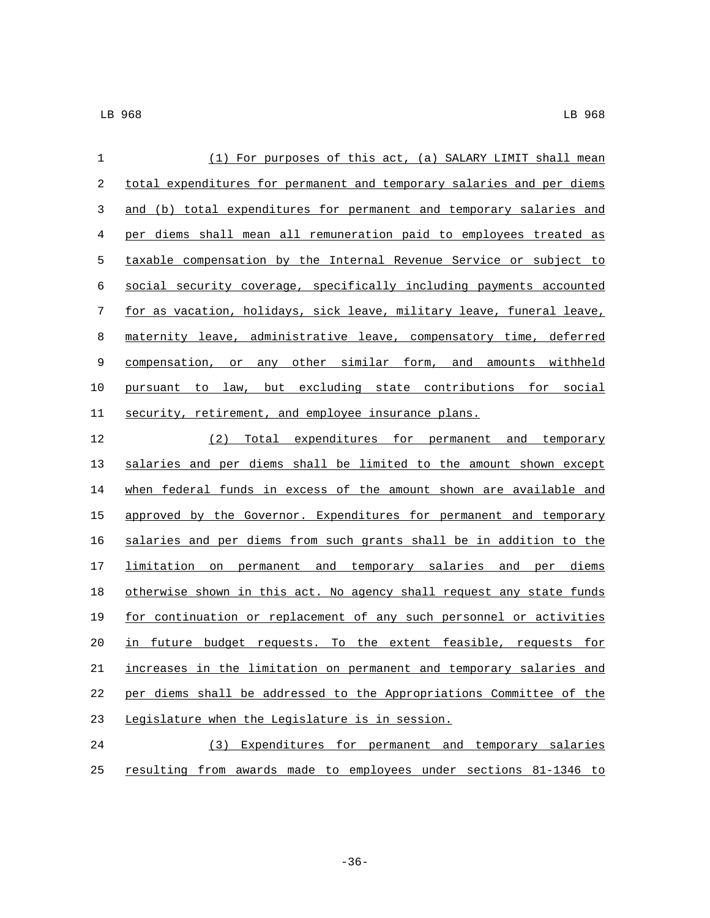(1) For purposes of this act, (a) SALARY LIMIT shall mean total expenditures for permanent and temporary salaries and per diems and (b) total expenditures for permanent and temporary salaries and per diems shall mean all remuneration paid to employees treated as taxable compensation by the Internal Revenue Service or subject to social security coverage, specifically including payments accounted for as vacation, holidays, sick leave, military leave, funeral leave, maternity leave, administrative leave, compensatory time, deferred compensation, or any other similar form, and amounts withheld pursuant to law, but excluding state contributions for social security, retirement, and employee insurance plans.

(2) Total expenditures for permanent and temporary salaries and per diems shall be limited to the amount shown except when federal funds in excess of the amount shown are available and approved by the Governor. Expenditures for permanent and temporary salaries and per diems from such grants shall be in addition to the limitation on permanent and temporary salaries and per diems otherwise shown in this act. No agency shall request any state funds for continuation or replacement of any such personnel or activities in future budget requests. To the extent feasible, requests for increases in the limitation on permanent and temporary salaries and per diems shall be addressed to the Appropriations Committee of the Legislature when the Legislature is in session.

(3) Expenditures for permanent and temporary salaries resulting from awards made to employees under sections 81-1346 to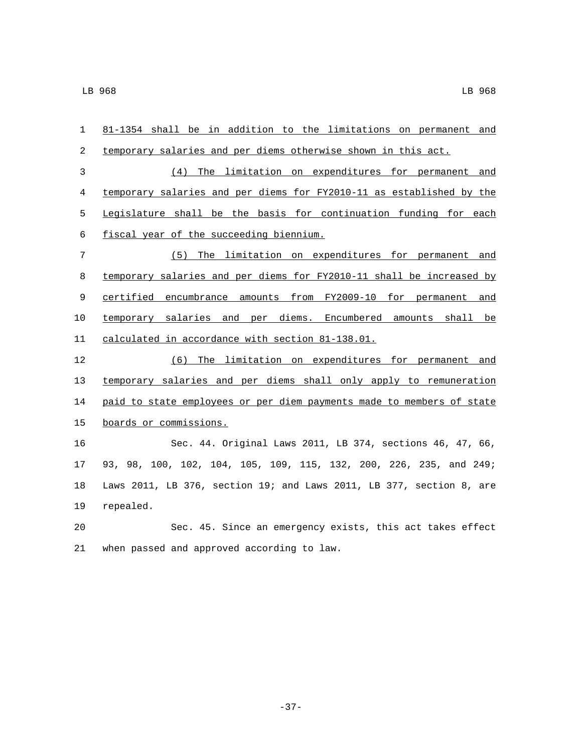81-1354 shall be in addition to the limitations on permanent and temporary salaries and per diems otherwise shown in this act.

(4) The limitation on expenditures for permanent and temporary salaries and per diems for FY2010-11 as established by the Legislature shall be the basis for continuation funding for each fiscal year of the succeeding biennium.

(5) The limitation on expenditures for permanent and temporary salaries and per diems for FY2010-11 shall be increased by certified encumbrance amounts from FY2009-10 for permanent and temporary salaries and per diems. Encumbered amounts shall be calculated in accordance with section 81-138.01.

(6) The limitation on expenditures for permanent and temporary salaries and per diems shall only apply to remuneration paid to state employees or per diem payments made to members of state boards or commissions.

Sec. 44. Original Laws 2011, LB 374, sections 46, 47, 66, 93, 98, 100, 102, 104, 105, 109, 115, 132, 200, 226, 235, and 249; Laws 2011, LB 376, section 19; and Laws 2011, LB 377, section 8, are repealed.

Sec. 45. Since an emergency exists, this act takes effect when passed and approved according to law.